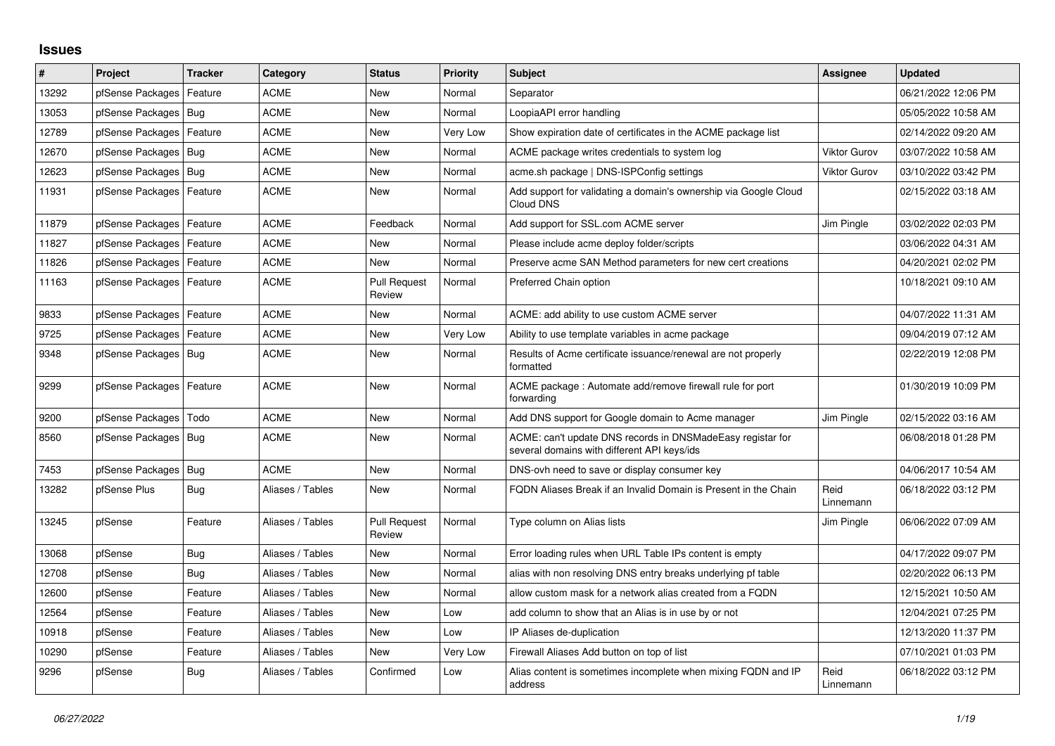## Issues

| # | Project | Tracker | Category | Status | Priority | Subject | Assignee | Updated |
|---|---|---|---|---|---|---|---|---|
| 13292 | pfSense Packages | Feature | ACME | New | Normal | Separator | | 06/21/2022 12:06 PM |
| 13053 | pfSense Packages | Bug | ACME | New | Normal | LoopiaAPI error handling | | 05/05/2022 10:58 AM |
| 12789 | pfSense Packages | Feature | ACME | New | Very Low | Show expiration date of certificates in the ACME package list | | 02/14/2022 09:20 AM |
| 12670 | pfSense Packages | Bug | ACME | New | Normal | ACME package writes credentials to system log | Viktor Gurov | 03/07/2022 10:58 AM |
| 12623 | pfSense Packages | Bug | ACME | New | Normal | acme.sh package \| DNS-ISPConfig settings | Viktor Gurov | 03/10/2022 03:42 PM |
| 11931 | pfSense Packages | Feature | ACME | New | Normal | Add support for validating a domain's ownership via Google Cloud Cloud DNS | | 02/15/2022 03:18 AM |
| 11879 | pfSense Packages | Feature | ACME | Feedback | Normal | Add support for SSL.com ACME server | Jim Pingle | 03/02/2022 02:03 PM |
| 11827 | pfSense Packages | Feature | ACME | New | Normal | Please include acme deploy folder/scripts | | 03/06/2022 04:31 AM |
| 11826 | pfSense Packages | Feature | ACME | New | Normal | Preserve acme SAN Method parameters for new cert creations | | 04/20/2021 02:02 PM |
| 11163 | pfSense Packages | Feature | ACME | Pull Request Review | Normal | Preferred Chain option | | 10/18/2021 09:10 AM |
| 9833 | pfSense Packages | Feature | ACME | New | Normal | ACME: add ability to use custom ACME server | | 04/07/2022 11:31 AM |
| 9725 | pfSense Packages | Feature | ACME | New | Very Low | Ability to use template variables in acme package | | 09/04/2019 07:12 AM |
| 9348 | pfSense Packages | Bug | ACME | New | Normal | Results of Acme certificate issuance/renewal are not properly formatted | | 02/22/2019 12:08 PM |
| 9299 | pfSense Packages | Feature | ACME | New | Normal | ACME package : Automate add/remove firewall rule for port forwarding | | 01/30/2019 10:09 PM |
| 9200 | pfSense Packages | Todo | ACME | New | Normal | Add DNS support for Google domain to Acme manager | Jim Pingle | 02/15/2022 03:16 AM |
| 8560 | pfSense Packages | Bug | ACME | New | Normal | ACME: can't update DNS records in DNSMadeEasy registar for several domains with different API keys/ids | | 06/08/2018 01:28 PM |
| 7453 | pfSense Packages | Bug | ACME | New | Normal | DNS-ovh need to save or display consumer key | | 04/06/2017 10:54 AM |
| 13282 | pfSense Plus | Bug | Aliases / Tables | New | Normal | FQDN Aliases Break if an Invalid Domain is Present in the Chain | Reid Linnemann | 06/18/2022 03:12 PM |
| 13245 | pfSense | Feature | Aliases / Tables | Pull Request Review | Normal | Type column on Alias lists | Jim Pingle | 06/06/2022 07:09 AM |
| 13068 | pfSense | Bug | Aliases / Tables | New | Normal | Error loading rules when URL Table IPs content is empty | | 04/17/2022 09:07 PM |
| 12708 | pfSense | Bug | Aliases / Tables | New | Normal | alias with non resolving DNS entry breaks underlying pf table | | 02/20/2022 06:13 PM |
| 12600 | pfSense | Feature | Aliases / Tables | New | Normal | allow custom mask for a network alias created from a FQDN | | 12/15/2021 10:50 AM |
| 12564 | pfSense | Feature | Aliases / Tables | New | Low | add column to show that an Alias is in use by or not | | 12/04/2021 07:25 PM |
| 10918 | pfSense | Feature | Aliases / Tables | New | Low | IP Aliases de-duplication | | 12/13/2020 11:37 PM |
| 10290 | pfSense | Feature | Aliases / Tables | New | Very Low | Firewall Aliases Add button on top of list | | 07/10/2021 01:03 PM |
| 9296 | pfSense | Bug | Aliases / Tables | Confirmed | Low | Alias content is sometimes incomplete when mixing FQDN and IP address | Reid Linnemann | 06/18/2022 03:12 PM |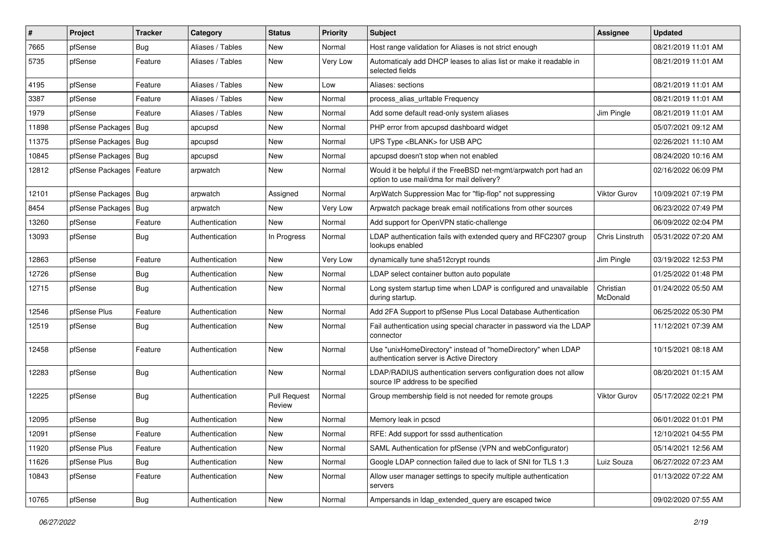| # | Project | Tracker | Category | Status | Priority | Subject | Assignee | Updated |
|---|---|---|---|---|---|---|---|---|
| 7665 | pfSense | Bug | Aliases / Tables | New | Normal | Host range validation for Aliases is not strict enough | | 08/21/2019 11:01 AM |
| 5735 | pfSense | Feature | Aliases / Tables | New | Very Low | Automaticaly add DHCP leases to alias list or make it readable in selected fields | | 08/21/2019 11:01 AM |
| 4195 | pfSense | Feature | Aliases / Tables | New | Low | Aliases: sections | | 08/21/2019 11:01 AM |
| 3387 | pfSense | Feature | Aliases / Tables | New | Normal | process_alias_urltable Frequency | | 08/21/2019 11:01 AM |
| 1979 | pfSense | Feature | Aliases / Tables | New | Normal | Add some default read-only system aliases | Jim Pingle | 08/21/2019 11:01 AM |
| 11898 | pfSense Packages | Bug | apcupsd | New | Normal | PHP error from apcupsd dashboard widget | | 05/07/2021 09:12 AM |
| 11375 | pfSense Packages | Bug | apcupsd | New | Normal | UPS Type <BLANK> for USB APC | | 02/26/2021 11:10 AM |
| 10845 | pfSense Packages | Bug | apcupsd | New | Normal | apcupsd doesn't stop when not enabled | | 08/24/2020 10:16 AM |
| 12812 | pfSense Packages | Feature | arpwatch | New | Normal | Would it be helpful if the FreeBSD net-mgmt/arpwatch port had an option to use mail/dma for mail delivery? | | 02/16/2022 06:09 PM |
| 12101 | pfSense Packages | Bug | arpwatch | Assigned | Normal | ArpWatch Suppression Mac for "flip-flop" not suppressing | Viktor Gurov | 10/09/2021 07:19 PM |
| 8454 | pfSense Packages | Bug | arpwatch | New | Very Low | Arpwatch package break email notifications from other sources | | 06/23/2022 07:49 PM |
| 13260 | pfSense | Feature | Authentication | New | Normal | Add support for OpenVPN static-challenge | | 06/09/2022 02:04 PM |
| 13093 | pfSense | Bug | Authentication | In Progress | Normal | LDAP authentication fails with extended query and RFC2307 group lookups enabled | Chris Linstruth | 05/31/2022 07:20 AM |
| 12863 | pfSense | Feature | Authentication | New | Very Low | dynamically tune sha512crypt rounds | Jim Pingle | 03/19/2022 12:53 PM |
| 12726 | pfSense | Bug | Authentication | New | Normal | LDAP select container button auto populate | | 01/25/2022 01:48 PM |
| 12715 | pfSense | Bug | Authentication | New | Normal | Long system startup time when LDAP is configured and unavailable during startup. | Christian McDonald | 01/24/2022 05:50 AM |
| 12546 | pfSense Plus | Feature | Authentication | New | Normal | Add 2FA Support to pfSense Plus Local Database Authentication | | 06/25/2022 05:30 PM |
| 12519 | pfSense | Bug | Authentication | New | Normal | Fail authentication using special character in password via the LDAP connector | | 11/12/2021 07:39 AM |
| 12458 | pfSense | Feature | Authentication | New | Normal | Use "unixHomeDirectory" instead of "homeDirectory" when LDAP authentication server is Active Directory | | 10/15/2021 08:18 AM |
| 12283 | pfSense | Bug | Authentication | New | Normal | LDAP/RADIUS authentication servers configuration does not allow source IP address to be specified | | 08/20/2021 01:15 AM |
| 12225 | pfSense | Bug | Authentication | Pull Request Review | Normal | Group membership field is not needed for remote groups | Viktor Gurov | 05/17/2022 02:21 PM |
| 12095 | pfSense | Bug | Authentication | New | Normal | Memory leak in pcscd | | 06/01/2022 01:01 PM |
| 12091 | pfSense | Feature | Authentication | New | Normal | RFE: Add support for sssd authentication | | 12/10/2021 04:55 PM |
| 11920 | pfSense Plus | Feature | Authentication | New | Normal | SAML Authentication for pfSense (VPN and webConfigurator) | | 05/14/2021 12:56 AM |
| 11626 | pfSense Plus | Bug | Authentication | New | Normal | Google LDAP connection failed due to lack of SNI for TLS 1.3 | Luiz Souza | 06/27/2022 07:23 AM |
| 10843 | pfSense | Feature | Authentication | New | Normal | Allow user manager settings to specify multiple authentication servers | | 01/13/2022 07:22 AM |
| 10765 | pfSense | Bug | Authentication | New | Normal | Ampersands in ldap_extended_query are escaped twice | | 09/02/2020 07:55 AM |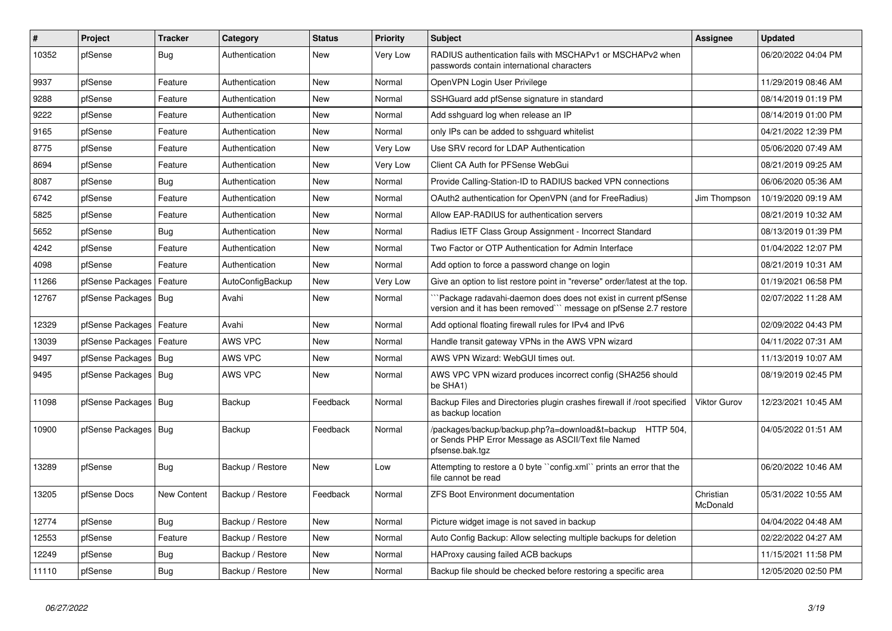| # | Project | Tracker | Category | Status | Priority | Subject | Assignee | Updated |
|---|---|---|---|---|---|---|---|---|
| 10352 | pfSense | Bug | Authentication | New | Very Low | RADIUS authentication fails with MSCHAPv1 or MSCHAPv2 when passwords contain international characters | | 06/20/2022 04:04 PM |
| 9937 | pfSense | Feature | Authentication | New | Normal | OpenVPN Login User Privilege | | 11/29/2019 08:46 AM |
| 9288 | pfSense | Feature | Authentication | New | Normal | SSHGuard add pfSense signature in standard | | 08/14/2019 01:19 PM |
| 9222 | pfSense | Feature | Authentication | New | Normal | Add sshguard log when release an IP | | 08/14/2019 01:00 PM |
| 9165 | pfSense | Feature | Authentication | New | Normal | only IPs can be added to sshguard whitelist | | 04/21/2022 12:39 PM |
| 8775 | pfSense | Feature | Authentication | New | Very Low | Use SRV record for LDAP Authentication | | 05/06/2020 07:49 AM |
| 8694 | pfSense | Feature | Authentication | New | Very Low | Client CA Auth for PFSense WebGui | | 08/21/2019 09:25 AM |
| 8087 | pfSense | Bug | Authentication | New | Normal | Provide Calling-Station-ID to RADIUS backed VPN connections | | 06/06/2020 05:36 AM |
| 6742 | pfSense | Feature | Authentication | New | Normal | OAuth2 authentication for OpenVPN (and for FreeRadius) | Jim Thompson | 10/19/2020 09:19 AM |
| 5825 | pfSense | Feature | Authentication | New | Normal | Allow EAP-RADIUS for authentication servers | | 08/21/2019 10:32 AM |
| 5652 | pfSense | Bug | Authentication | New | Normal | Radius IETF Class Group Assignment - Incorrect Standard | | 08/13/2019 01:39 PM |
| 4242 | pfSense | Feature | Authentication | New | Normal | Two Factor or OTP Authentication for Admin Interface | | 01/04/2022 12:07 PM |
| 4098 | pfSense | Feature | Authentication | New | Normal | Add option to force a password change on login | | 08/21/2019 10:31 AM |
| 11266 | pfSense Packages | Feature | AutoConfigBackup | New | Very Low | Give an option to list restore point in "reverse" order/latest at the top. | | 01/19/2021 06:58 PM |
| 12767 | pfSense Packages | Bug | Avahi | New | Normal | ```Package radavahi-daemon does does not exist in current pfSense version and it has been removed``` message on pfSense 2.7 restore | | 02/07/2022 11:28 AM |
| 12329 | pfSense Packages | Feature | Avahi | New | Normal | Add optional floating firewall rules for IPv4 and IPv6 | | 02/09/2022 04:43 PM |
| 13039 | pfSense Packages | Feature | AWS VPC | New | Normal | Handle transit gateway VPNs in the AWS VPN wizard | | 04/11/2022 07:31 AM |
| 9497 | pfSense Packages | Bug | AWS VPC | New | Normal | AWS VPN Wizard: WebGUI times out. | | 11/13/2019 10:07 AM |
| 9495 | pfSense Packages | Bug | AWS VPC | New | Normal | AWS VPC VPN wizard produces incorrect config (SHA256 should be SHA1) | | 08/19/2019 02:45 PM |
| 11098 | pfSense Packages | Bug | Backup | Feedback | Normal | Backup Files and Directories plugin crashes firewall if /root specified as backup location | Viktor Gurov | 12/23/2021 10:45 AM |
| 10900 | pfSense Packages | Bug | Backup | Feedback | Normal | /packages/backup/backup.php?a=download&t=backup HTTP 504, or Sends PHP Error Message as ASCII/Text file Named pfsense.bak.tgz | | 04/05/2022 01:51 AM |
| 13289 | pfSense | Bug | Backup / Restore | New | Low | Attempting to restore a 0 byte ``config.xml`` prints an error that the file cannot be read | | 06/20/2022 10:46 AM |
| 13205 | pfSense Docs | New Content | Backup / Restore | Feedback | Normal | ZFS Boot Environment documentation | Christian McDonald | 05/31/2022 10:55 AM |
| 12774 | pfSense | Bug | Backup / Restore | New | Normal | Picture widget image is not saved in backup | | 04/04/2022 04:48 AM |
| 12553 | pfSense | Feature | Backup / Restore | New | Normal | Auto Config Backup: Allow selecting multiple backups for deletion | | 02/22/2022 04:27 AM |
| 12249 | pfSense | Bug | Backup / Restore | New | Normal | HAProxy causing failed ACB backups | | 11/15/2021 11:58 PM |
| 11110 | pfSense | Bug | Backup / Restore | New | Normal | Backup file should be checked before restoring a specific area | | 12/05/2020 02:50 PM |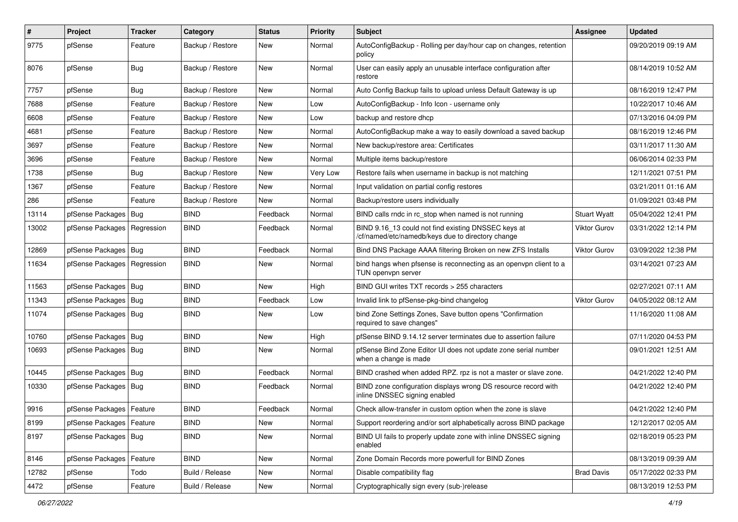| # | Project | Tracker | Category | Status | Priority | Subject | Assignee | Updated |
|---|---|---|---|---|---|---|---|---|
| 9775 | pfSense | Feature | Backup / Restore | New | Normal | AutoConfigBackup - Rolling per day/hour cap on changes, retention policy | | 09/20/2019 09:19 AM |
| 8076 | pfSense | Bug | Backup / Restore | New | Normal | User can easily apply an unusable interface configuration after restore | | 08/14/2019 10:52 AM |
| 7757 | pfSense | Bug | Backup / Restore | New | Normal | Auto Config Backup fails to upload unless Default Gateway is up | | 08/16/2019 12:47 PM |
| 7688 | pfSense | Feature | Backup / Restore | New | Low | AutoConfigBackup - Info Icon - username only | | 10/22/2017 10:46 AM |
| 6608 | pfSense | Feature | Backup / Restore | New | Low | backup and restore dhcp | | 07/13/2016 04:09 PM |
| 4681 | pfSense | Feature | Backup / Restore | New | Normal | AutoConfigBackup make a way to easily download a saved backup | | 08/16/2019 12:46 PM |
| 3697 | pfSense | Feature | Backup / Restore | New | Normal | New backup/restore area: Certificates | | 03/11/2017 11:30 AM |
| 3696 | pfSense | Feature | Backup / Restore | New | Normal | Multiple items backup/restore | | 06/06/2014 02:33 PM |
| 1738 | pfSense | Bug | Backup / Restore | New | Very Low | Restore fails when username in backup is not matching | | 12/11/2021 07:51 PM |
| 1367 | pfSense | Feature | Backup / Restore | New | Normal | Input validation on partial config restores | | 03/21/2011 01:16 AM |
| 286 | pfSense | Feature | Backup / Restore | New | Normal | Backup/restore users individually | | 01/09/2021 03:48 PM |
| 13114 | pfSense Packages | Bug | BIND | Feedback | Normal | BIND calls rndc in rc_stop when named is not running | Stuart Wyatt | 05/04/2022 12:41 PM |
| 13002 | pfSense Packages | Regression | BIND | Feedback | Normal | BIND 9.16_13 could not find existing DNSSEC keys at /cf/named/etc/namedb/keys due to directory change | Viktor Gurov | 03/31/2022 12:14 PM |
| 12869 | pfSense Packages | Bug | BIND | Feedback | Normal | Bind DNS Package AAAA filtering Broken on new ZFS Installs | Viktor Gurov | 03/09/2022 12:38 PM |
| 11634 | pfSense Packages | Regression | BIND | New | Normal | bind hangs when pfsense is reconnecting as an openvpn client to a TUN openvpn server | | 03/14/2021 07:23 AM |
| 11563 | pfSense Packages | Bug | BIND | New | High | BIND GUI writes TXT records > 255 characters | | 02/27/2021 07:11 AM |
| 11343 | pfSense Packages | Bug | BIND | Feedback | Low | Invalid link to pfSense-pkg-bind changelog | Viktor Gurov | 04/05/2022 08:12 AM |
| 11074 | pfSense Packages | Bug | BIND | New | Low | bind Zone Settings Zones, Save button opens "Confirmation required to save changes" | | 11/16/2020 11:08 AM |
| 10760 | pfSense Packages | Bug | BIND | New | High | pfSense BIND 9.14.12 server terminates due to assertion failure | | 07/11/2020 04:53 PM |
| 10693 | pfSense Packages | Bug | BIND | New | Normal | pfSense Bind Zone Editor UI does not update zone serial number when a change is made | | 09/01/2021 12:51 AM |
| 10445 | pfSense Packages | Bug | BIND | Feedback | Normal | BIND crashed when added RPZ. rpz is not a master or slave zone. | | 04/21/2022 12:40 PM |
| 10330 | pfSense Packages | Bug | BIND | Feedback | Normal | BIND zone configuration displays wrong DS resource record with inline DNSSEC signing enabled | | 04/21/2022 12:40 PM |
| 9916 | pfSense Packages | Feature | BIND | Feedback | Normal | Check allow-transfer in custom option when the zone is slave | | 04/21/2022 12:40 PM |
| 8199 | pfSense Packages | Feature | BIND | New | Normal | Support reordering and/or sort alphabetically across BIND package | | 12/12/2017 02:05 AM |
| 8197 | pfSense Packages | Bug | BIND | New | Normal | BIND UI fails to properly update zone with inline DNSSEC signing enabled | | 02/18/2019 05:23 PM |
| 8146 | pfSense Packages | Feature | BIND | New | Normal | Zone Domain Records more powerfull for BIND Zones | | 08/13/2019 09:39 AM |
| 12782 | pfSense | Todo | Build / Release | New | Normal | Disable compatibility flag | Brad Davis | 05/17/2022 02:33 PM |
| 4472 | pfSense | Feature | Build / Release | New | Normal | Cryptographically sign every (sub-)release | | 08/13/2019 12:53 PM |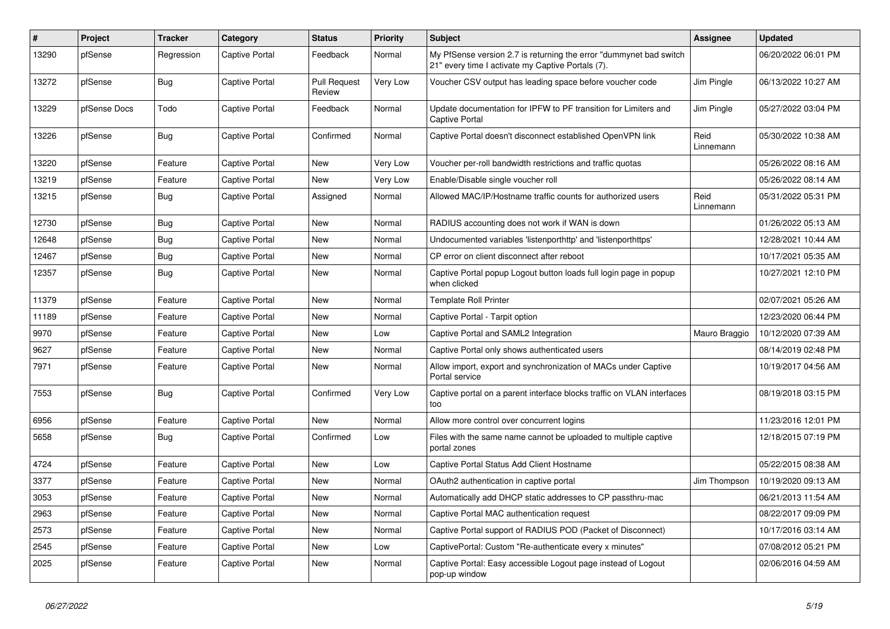| # | Project | Tracker | Category | Status | Priority | Subject | Assignee | Updated |
|---|---|---|---|---|---|---|---|---|
| 13290 | pfSense | Regression | Captive Portal | Feedback | Normal | My PfSense version 2.7 is returning the error "dummynet bad switch 21" every time I activate my Captive Portals (7). | | 06/20/2022 06:01 PM |
| 13272 | pfSense | Bug | Captive Portal | Pull Request Review | Very Low | Voucher CSV output has leading space before voucher code | Jim Pingle | 06/13/2022 10:27 AM |
| 13229 | pfSense Docs | Todo | Captive Portal | Feedback | Normal | Update documentation for IPFW to PF transition for Limiters and Captive Portal | Jim Pingle | 05/27/2022 03:04 PM |
| 13226 | pfSense | Bug | Captive Portal | Confirmed | Normal | Captive Portal doesn't disconnect established OpenVPN link | Reid Linnemann | 05/30/2022 10:38 AM |
| 13220 | pfSense | Feature | Captive Portal | New | Very Low | Voucher per-roll bandwidth restrictions and traffic quotas | | 05/26/2022 08:16 AM |
| 13219 | pfSense | Feature | Captive Portal | New | Very Low | Enable/Disable single voucher roll | | 05/26/2022 08:14 AM |
| 13215 | pfSense | Bug | Captive Portal | Assigned | Normal | Allowed MAC/IP/Hostname traffic counts for authorized users | Reid Linnemann | 05/31/2022 05:31 PM |
| 12730 | pfSense | Bug | Captive Portal | New | Normal | RADIUS accounting does not work if WAN is down | | 01/26/2022 05:13 AM |
| 12648 | pfSense | Bug | Captive Portal | New | Normal | Undocumented variables 'listenporthttp' and 'listenporthttps' | | 12/28/2021 10:44 AM |
| 12467 | pfSense | Bug | Captive Portal | New | Normal | CP error on client disconnect after reboot | | 10/17/2021 05:35 AM |
| 12357 | pfSense | Bug | Captive Portal | New | Normal | Captive Portal popup Logout button loads full login page in popup when clicked | | 10/27/2021 12:10 PM |
| 11379 | pfSense | Feature | Captive Portal | New | Normal | Template Roll Printer | | 02/07/2021 05:26 AM |
| 11189 | pfSense | Feature | Captive Portal | New | Normal | Captive Portal - Tarpit option | | 12/23/2020 06:44 PM |
| 9970 | pfSense | Feature | Captive Portal | New | Low | Captive Portal and SAML2 Integration | Mauro Braggio | 10/12/2020 07:39 AM |
| 9627 | pfSense | Feature | Captive Portal | New | Normal | Captive Portal only shows authenticated users | | 08/14/2019 02:48 PM |
| 7971 | pfSense | Feature | Captive Portal | New | Normal | Allow import, export and synchronization of MACs under Captive Portal service | | 10/19/2017 04:56 AM |
| 7553 | pfSense | Bug | Captive Portal | Confirmed | Very Low | Captive portal on a parent interface blocks traffic on VLAN interfaces too | | 08/19/2018 03:15 PM |
| 6956 | pfSense | Feature | Captive Portal | New | Normal | Allow more control over concurrent logins | | 11/23/2016 12:01 PM |
| 5658 | pfSense | Bug | Captive Portal | Confirmed | Low | Files with the same name cannot be uploaded to multiple captive portal zones | | 12/18/2015 07:19 PM |
| 4724 | pfSense | Feature | Captive Portal | New | Low | Captive Portal Status Add Client Hostname | | 05/22/2015 08:38 AM |
| 3377 | pfSense | Feature | Captive Portal | New | Normal | OAuth2 authentication in captive portal | Jim Thompson | 10/19/2020 09:13 AM |
| 3053 | pfSense | Feature | Captive Portal | New | Normal | Automatically add DHCP static addresses to CP passthru-mac | | 06/21/2013 11:54 AM |
| 2963 | pfSense | Feature | Captive Portal | New | Normal | Captive Portal MAC authentication request | | 08/22/2017 09:09 PM |
| 2573 | pfSense | Feature | Captive Portal | New | Normal | Captive Portal support of RADIUS POD (Packet of Disconnect) | | 10/17/2016 03:14 AM |
| 2545 | pfSense | Feature | Captive Portal | New | Low | CaptivePortal: Custom "Re-authenticate every x minutes" | | 07/08/2012 05:21 PM |
| 2025 | pfSense | Feature | Captive Portal | New | Normal | Captive Portal: Easy accessible Logout page instead of Logout pop-up window | | 02/06/2016 04:59 AM |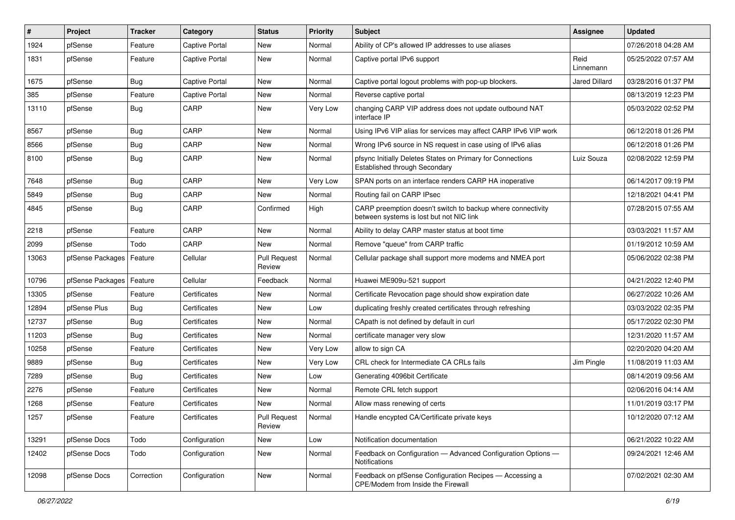| # | Project | Tracker | Category | Status | Priority | Subject | Assignee | Updated |
|---|---|---|---|---|---|---|---|---|
| 1924 | pfSense | Feature | Captive Portal | New | Normal | Ability of CP's allowed IP addresses to use aliases | | 07/26/2018 04:28 AM |
| 1831 | pfSense | Feature | Captive Portal | New | Normal | Captive portal IPv6 support | Reid Linnemann | 05/25/2022 07:57 AM |
| 1675 | pfSense | Bug | Captive Portal | New | Normal | Captive portal logout problems with pop-up blockers. | Jared Dillard | 03/28/2016 01:37 PM |
| 385 | pfSense | Feature | Captive Portal | New | Normal | Reverse captive portal | | 08/13/2019 12:23 PM |
| 13110 | pfSense | Bug | CARP | New | Very Low | changing CARP VIP address does not update outbound NAT interface IP | | 05/03/2022 02:52 PM |
| 8567 | pfSense | Bug | CARP | New | Normal | Using IPv6 VIP alias for services may affect CARP IPv6 VIP work | | 06/12/2018 01:26 PM |
| 8566 | pfSense | Bug | CARP | New | Normal | Wrong IPv6 source in NS request in case using of IPv6 alias | | 06/12/2018 01:26 PM |
| 8100 | pfSense | Bug | CARP | New | Normal | pfsync Initially Deletes States on Primary for Connections Established through Secondary | Luiz Souza | 02/08/2022 12:59 PM |
| 7648 | pfSense | Bug | CARP | New | Very Low | SPAN ports on an interface renders CARP HA inoperative | | 06/14/2017 09:19 PM |
| 5849 | pfSense | Bug | CARP | New | Normal | Routing fail on CARP IPsec | | 12/18/2021 04:41 PM |
| 4845 | pfSense | Bug | CARP | Confirmed | High | CARP preemption doesn't switch to backup where connectivity between systems is lost but not NIC link | | 07/28/2015 07:55 AM |
| 2218 | pfSense | Feature | CARP | New | Normal | Ability to delay CARP master status at boot time | | 03/03/2021 11:57 AM |
| 2099 | pfSense | Todo | CARP | New | Normal | Remove "queue" from CARP traffic | | 01/19/2012 10:59 AM |
| 13063 | pfSense Packages | Feature | Cellular | Pull Request Review | Normal | Cellular package shall support more modems and NMEA port | | 05/06/2022 02:38 PM |
| 10796 | pfSense Packages | Feature | Cellular | Feedback | Normal | Huawei ME909u-521 support | | 04/21/2022 12:40 PM |
| 13305 | pfSense | Feature | Certificates | New | Normal | Certificate Revocation page should show expiration date | | 06/27/2022 10:26 AM |
| 12894 | pfSense Plus | Bug | Certificates | New | Low | duplicating freshly created certificates through refreshing | | 03/03/2022 02:35 PM |
| 12737 | pfSense | Bug | Certificates | New | Normal | CApath is not defined by default in curl | | 05/17/2022 02:30 PM |
| 11203 | pfSense | Bug | Certificates | New | Normal | certificate manager very slow | | 12/31/2020 11:57 AM |
| 10258 | pfSense | Feature | Certificates | New | Very Low | allow to sign CA | | 02/20/2020 04:20 AM |
| 9889 | pfSense | Bug | Certificates | New | Very Low | CRL check for Intermediate CA CRLs fails | Jim Pingle | 11/08/2019 11:03 AM |
| 7289 | pfSense | Bug | Certificates | New | Low | Generating 4096bit Certificate | | 08/14/2019 09:56 AM |
| 2276 | pfSense | Feature | Certificates | New | Normal | Remote CRL fetch support | | 02/06/2016 04:14 AM |
| 1268 | pfSense | Feature | Certificates | New | Normal | Allow mass renewing of certs | | 11/01/2019 03:17 PM |
| 1257 | pfSense | Feature | Certificates | Pull Request Review | Normal | Handle encypted CA/Certificate private keys | | 10/12/2020 07:12 AM |
| 13291 | pfSense Docs | Todo | Configuration | New | Low | Notification documentation | | 06/21/2022 10:22 AM |
| 12402 | pfSense Docs | Todo | Configuration | New | Normal | Feedback on Configuration — Advanced Configuration Options — Notifications | | 09/24/2021 12:46 AM |
| 12098 | pfSense Docs | Correction | Configuration | New | Normal | Feedback on pfSense Configuration Recipes — Accessing a CPE/Modem from Inside the Firewall | | 07/02/2021 02:30 AM |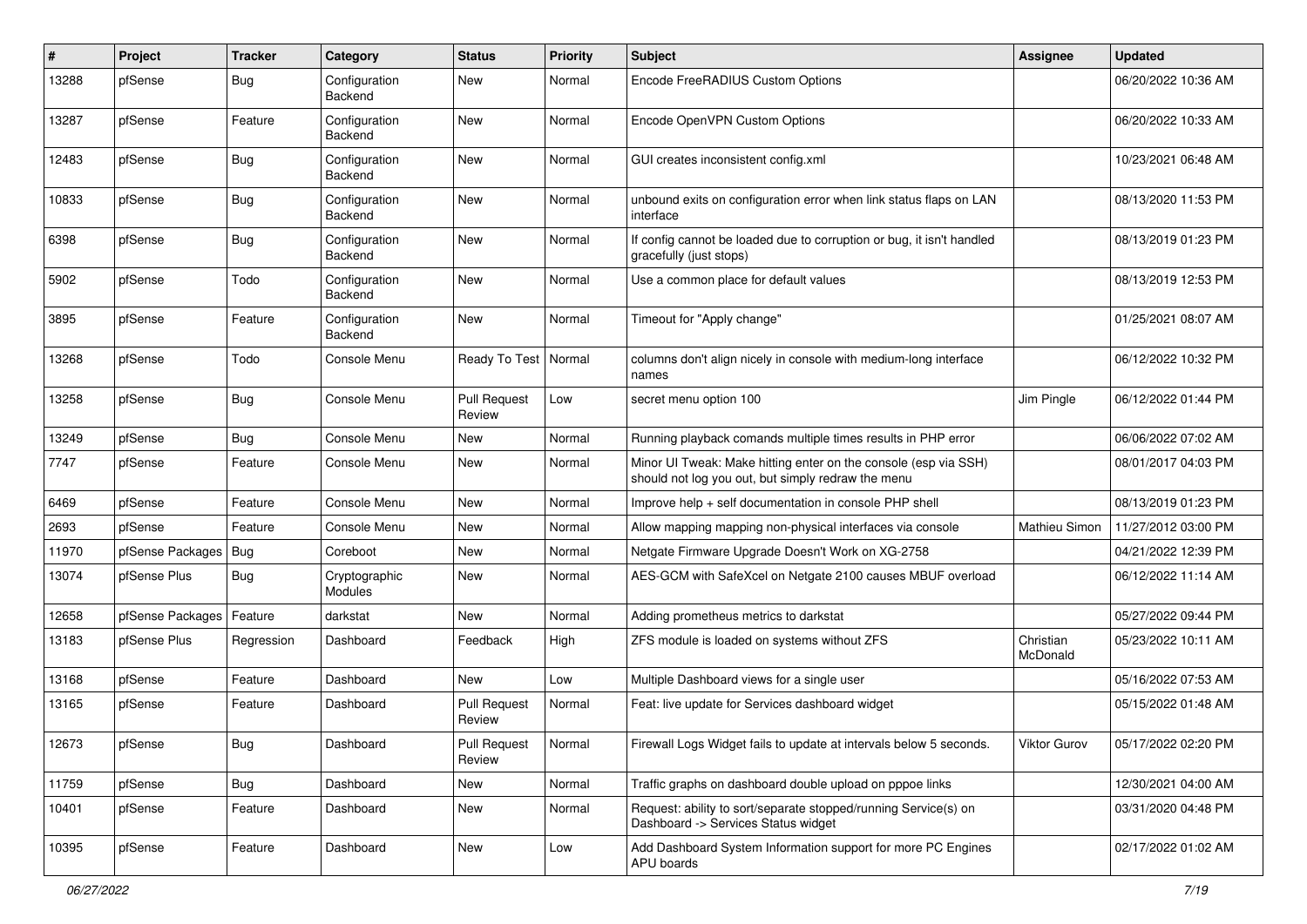| # | Project | Tracker | Category | Status | Priority | Subject | Assignee | Updated |
|---|---|---|---|---|---|---|---|---|
| 13288 | pfSense | Bug | Configuration Backend | New | Normal | Encode FreeRADIUS Custom Options | | 06/20/2022 10:36 AM |
| 13287 | pfSense | Feature | Configuration Backend | New | Normal | Encode OpenVPN Custom Options | | 06/20/2022 10:33 AM |
| 12483 | pfSense | Bug | Configuration Backend | New | Normal | GUI creates inconsistent config.xml | | 10/23/2021 06:48 AM |
| 10833 | pfSense | Bug | Configuration Backend | New | Normal | unbound exits on configuration error when link status flaps on LAN interface | | 08/13/2020 11:53 PM |
| 6398 | pfSense | Bug | Configuration Backend | New | Normal | If config cannot be loaded due to corruption or bug, it isn't handled gracefully (just stops) | | 08/13/2019 01:23 PM |
| 5902 | pfSense | Todo | Configuration Backend | New | Normal | Use a common place for default values | | 08/13/2019 12:53 PM |
| 3895 | pfSense | Feature | Configuration Backend | New | Normal | Timeout for "Apply change" | | 01/25/2021 08:07 AM |
| 13268 | pfSense | Todo | Console Menu | Ready To Test | Normal | columns don't align nicely in console with medium-long interface names | | 06/12/2022 10:32 PM |
| 13258 | pfSense | Bug | Console Menu | Pull Request Review | Low | secret menu option 100 | Jim Pingle | 06/12/2022 01:44 PM |
| 13249 | pfSense | Bug | Console Menu | New | Normal | Running playback comands multiple times results in PHP error | | 06/06/2022 07:02 AM |
| 7747 | pfSense | Feature | Console Menu | New | Normal | Minor UI Tweak: Make hitting enter on the console (esp via SSH) should not log you out, but simply redraw the menu | | 08/01/2017 04:03 PM |
| 6469 | pfSense | Feature | Console Menu | New | Normal | Improve help + self documentation in console PHP shell | | 08/13/2019 01:23 PM |
| 2693 | pfSense | Feature | Console Menu | New | Normal | Allow mapping mapping non-physical interfaces via console | Mathieu Simon | 11/27/2012 03:00 PM |
| 11970 | pfSense Packages | Bug | Coreboot | New | Normal | Netgate Firmware Upgrade Doesn't Work on XG-2758 | | 04/21/2022 12:39 PM |
| 13074 | pfSense Plus | Bug | Cryptographic Modules | New | Normal | AES-GCM with SafeXcel on Netgate 2100 causes MBUF overload | | 06/12/2022 11:14 AM |
| 12658 | pfSense Packages | Feature | darkstat | New | Normal | Adding prometheus metrics to darkstat | | 05/27/2022 09:44 PM |
| 13183 | pfSense Plus | Regression | Dashboard | Feedback | High | ZFS module is loaded on systems without ZFS | Christian McDonald | 05/23/2022 10:11 AM |
| 13168 | pfSense | Feature | Dashboard | New | Low | Multiple Dashboard views for a single user | | 05/16/2022 07:53 AM |
| 13165 | pfSense | Feature | Dashboard | Pull Request Review | Normal | Feat: live update for Services dashboard widget | | 05/15/2022 01:48 AM |
| 12673 | pfSense | Bug | Dashboard | Pull Request Review | Normal | Firewall Logs Widget fails to update at intervals below 5 seconds. | Viktor Gurov | 05/17/2022 02:20 PM |
| 11759 | pfSense | Bug | Dashboard | New | Normal | Traffic graphs on dashboard double upload on pppoe links | | 12/30/2021 04:00 AM |
| 10401 | pfSense | Feature | Dashboard | New | Normal | Request: ability to sort/separate stopped/running Service(s) on Dashboard -> Services Status widget | | 03/31/2020 04:48 PM |
| 10395 | pfSense | Feature | Dashboard | New | Low | Add Dashboard System Information support for more PC Engines APU boards | | 02/17/2022 01:02 AM |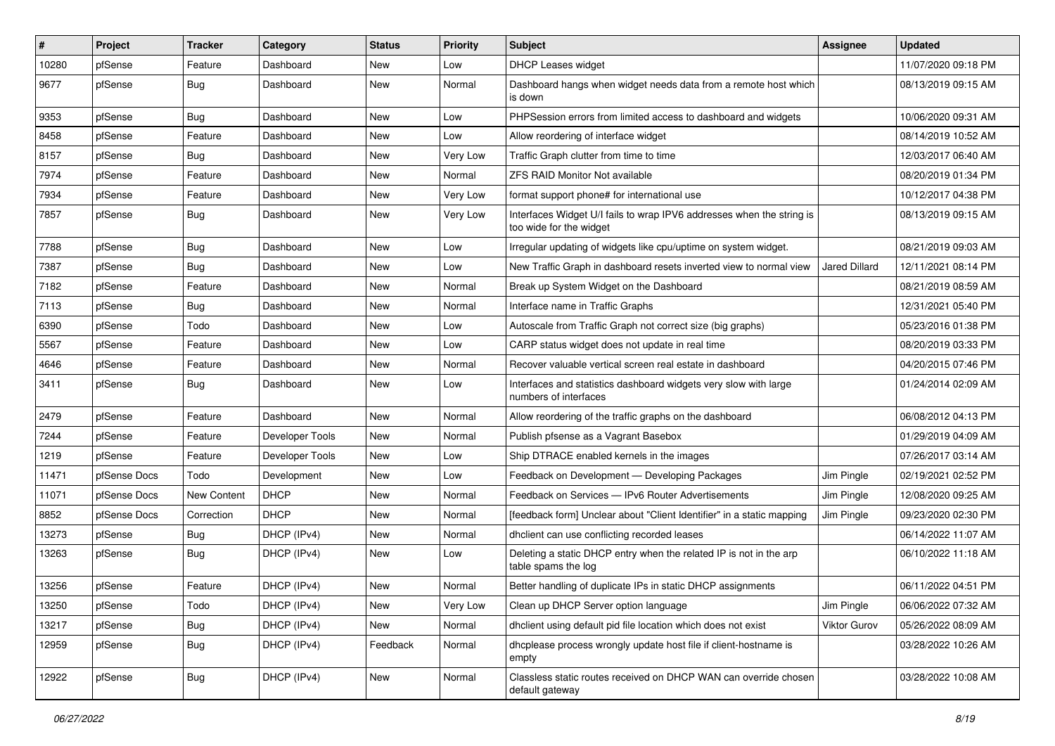| # | Project | Tracker | Category | Status | Priority | Subject | Assignee | Updated |
|---|---|---|---|---|---|---|---|---|
| 10280 | pfSense | Feature | Dashboard | New | Low | DHCP Leases widget | | 11/07/2020 09:18 PM |
| 9677 | pfSense | Bug | Dashboard | New | Normal | Dashboard hangs when widget needs data from a remote host which is down | | 08/13/2019 09:15 AM |
| 9353 | pfSense | Bug | Dashboard | New | Low | PHPSession errors from limited access to dashboard and widgets | | 10/06/2020 09:31 AM |
| 8458 | pfSense | Feature | Dashboard | New | Low | Allow reordering of interface widget | | 08/14/2019 10:52 AM |
| 8157 | pfSense | Bug | Dashboard | New | Very Low | Traffic Graph clutter from time to time | | 12/03/2017 06:40 AM |
| 7974 | pfSense | Feature | Dashboard | New | Normal | ZFS RAID Monitor Not available | | 08/20/2019 01:34 PM |
| 7934 | pfSense | Feature | Dashboard | New | Very Low | format support phone# for international use | | 10/12/2017 04:38 PM |
| 7857 | pfSense | Bug | Dashboard | New | Very Low | Interfaces Widget U/I fails to wrap IPV6 addresses when the string is too wide for the widget | | 08/13/2019 09:15 AM |
| 7788 | pfSense | Bug | Dashboard | New | Low | Irregular updating of widgets like cpu/uptime on system widget. | | 08/21/2019 09:03 AM |
| 7387 | pfSense | Bug | Dashboard | New | Low | New Traffic Graph in dashboard resets inverted view to normal view | Jared Dillard | 12/11/2021 08:14 PM |
| 7182 | pfSense | Feature | Dashboard | New | Normal | Break up System Widget on the Dashboard | | 08/21/2019 08:59 AM |
| 7113 | pfSense | Bug | Dashboard | New | Normal | Interface name in Traffic Graphs | | 12/31/2021 05:40 PM |
| 6390 | pfSense | Todo | Dashboard | New | Low | Autoscale from Traffic Graph not correct size (big graphs) | | 05/23/2016 01:38 PM |
| 5567 | pfSense | Feature | Dashboard | New | Low | CARP status widget does not update in real time | | 08/20/2019 03:33 PM |
| 4646 | pfSense | Feature | Dashboard | New | Normal | Recover valuable vertical screen real estate in dashboard | | 04/20/2015 07:46 PM |
| 3411 | pfSense | Bug | Dashboard | New | Low | Interfaces and statistics dashboard widgets very slow with large numbers of interfaces | | 01/24/2014 02:09 AM |
| 2479 | pfSense | Feature | Dashboard | New | Normal | Allow reordering of the traffic graphs on the dashboard | | 06/08/2012 04:13 PM |
| 7244 | pfSense | Feature | Developer Tools | New | Normal | Publish pfsense as a Vagrant Basebox | | 01/29/2019 04:09 AM |
| 1219 | pfSense | Feature | Developer Tools | New | Low | Ship DTRACE enabled kernels in the images | | 07/26/2017 03:14 AM |
| 11471 | pfSense Docs | Todo | Development | New | Low | Feedback on Development — Developing Packages | Jim Pingle | 02/19/2021 02:52 PM |
| 11071 | pfSense Docs | New Content | DHCP | New | Normal | Feedback on Services — IPv6 Router Advertisements | Jim Pingle | 12/08/2020 09:25 AM |
| 8852 | pfSense Docs | Correction | DHCP | New | Normal | [feedback form] Unclear about "Client Identifier" in a static mapping | Jim Pingle | 09/23/2020 02:30 PM |
| 13273 | pfSense | Bug | DHCP (IPv4) | New | Normal | dhclient can use conflicting recorded leases | | 06/14/2022 11:07 AM |
| 13263 | pfSense | Bug | DHCP (IPv4) | New | Low | Deleting a static DHCP entry when the related IP is not in the arp table spams the log | | 06/10/2022 11:18 AM |
| 13256 | pfSense | Feature | DHCP (IPv4) | New | Normal | Better handling of duplicate IPs in static DHCP assignments | | 06/11/2022 04:51 PM |
| 13250 | pfSense | Todo | DHCP (IPv4) | New | Very Low | Clean up DHCP Server option language | Jim Pingle | 06/06/2022 07:32 AM |
| 13217 | pfSense | Bug | DHCP (IPv4) | New | Normal | dhclient using default pid file location which does not exist | Viktor Gurov | 05/26/2022 08:09 AM |
| 12959 | pfSense | Bug | DHCP (IPv4) | Feedback | Normal | dhcplease process wrongly update host file if client-hostname is empty | | 03/28/2022 10:26 AM |
| 12922 | pfSense | Bug | DHCP (IPv4) | New | Normal | Classless static routes received on DHCP WAN can override chosen default gateway | | 03/28/2022 10:08 AM |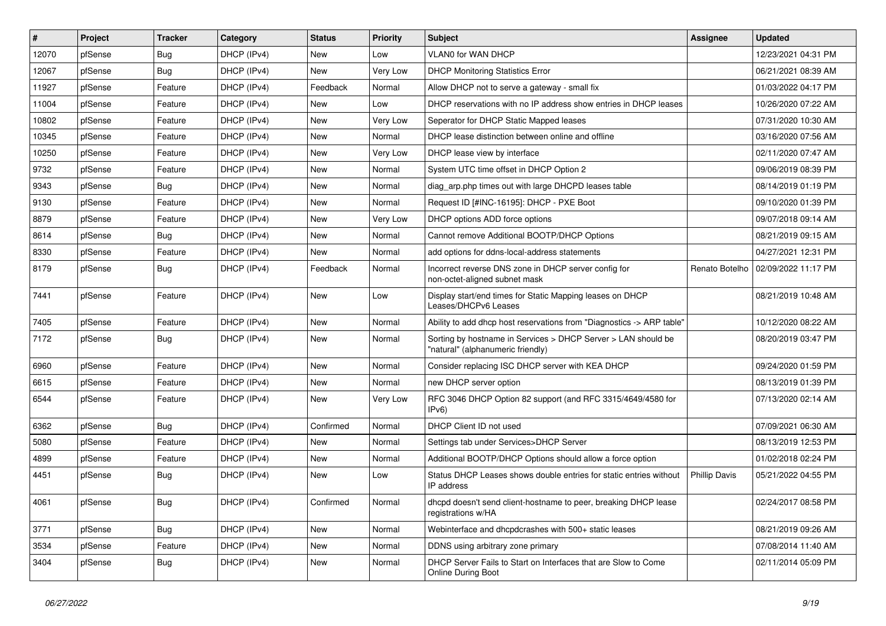| # | Project | Tracker | Category | Status | Priority | Subject | Assignee | Updated |
|---|---|---|---|---|---|---|---|---|
| 12070 | pfSense | Bug | DHCP (IPv4) | New | Low | VLAN0 for WAN DHCP | | 12/23/2021 04:31 PM |
| 12067 | pfSense | Bug | DHCP (IPv4) | New | Very Low | DHCP Monitoring Statistics Error | | 06/21/2021 08:39 AM |
| 11927 | pfSense | Feature | DHCP (IPv4) | Feedback | Normal | Allow DHCP not to serve a gateway - small fix | | 01/03/2022 04:17 PM |
| 11004 | pfSense | Feature | DHCP (IPv4) | New | Low | DHCP reservations with no IP address show entries in DHCP leases | | 10/26/2020 07:22 AM |
| 10802 | pfSense | Feature | DHCP (IPv4) | New | Very Low | Seperator for DHCP Static Mapped leases | | 07/31/2020 10:30 AM |
| 10345 | pfSense | Feature | DHCP (IPv4) | New | Normal | DHCP lease distinction between online and offline | | 03/16/2020 07:56 AM |
| 10250 | pfSense | Feature | DHCP (IPv4) | New | Very Low | DHCP lease view by interface | | 02/11/2020 07:47 AM |
| 9732 | pfSense | Feature | DHCP (IPv4) | New | Normal | System UTC time offset in DHCP Option 2 | | 09/06/2019 08:39 PM |
| 9343 | pfSense | Bug | DHCP (IPv4) | New | Normal | diag_arp.php times out with large DHCPD leases table | | 08/14/2019 01:19 PM |
| 9130 | pfSense | Feature | DHCP (IPv4) | New | Normal | Request ID [#INC-16195]: DHCP - PXE Boot | | 09/10/2020 01:39 PM |
| 8879 | pfSense | Feature | DHCP (IPv4) | New | Very Low | DHCP options ADD force options | | 09/07/2018 09:14 AM |
| 8614 | pfSense | Bug | DHCP (IPv4) | New | Normal | Cannot remove Additional BOOTP/DHCP Options | | 08/21/2019 09:15 AM |
| 8330 | pfSense | Feature | DHCP (IPv4) | New | Normal | add options for ddns-local-address statements | | 04/27/2021 12:31 PM |
| 8179 | pfSense | Bug | DHCP (IPv4) | Feedback | Normal | Incorrect reverse DNS zone in DHCP server config for non-octet-aligned subnet mask | Renato Botelho | 02/09/2022 11:17 PM |
| 7441 | pfSense | Feature | DHCP (IPv4) | New | Low | Display start/end times for Static Mapping leases on DHCP Leases/DHCPv6 Leases | | 08/21/2019 10:48 AM |
| 7405 | pfSense | Feature | DHCP (IPv4) | New | Normal | Ability to add dhcp host reservations from "Diagnostics -> ARP table" | | 10/12/2020 08:22 AM |
| 7172 | pfSense | Bug | DHCP (IPv4) | New | Normal | Sorting by hostname in Services > DHCP Server > LAN should be "natural" (alphanumeric friendly) | | 08/20/2019 03:47 PM |
| 6960 | pfSense | Feature | DHCP (IPv4) | New | Normal | Consider replacing ISC DHCP server with KEA DHCP | | 09/24/2020 01:59 PM |
| 6615 | pfSense | Feature | DHCP (IPv4) | New | Normal | new DHCP server option | | 08/13/2019 01:39 PM |
| 6544 | pfSense | Feature | DHCP (IPv4) | New | Very Low | RFC 3046 DHCP Option 82 support (and RFC 3315/4649/4580 for IPv6) | | 07/13/2020 02:14 AM |
| 6362 | pfSense | Bug | DHCP (IPv4) | Confirmed | Normal | DHCP Client ID not used | | 07/09/2021 06:30 AM |
| 5080 | pfSense | Feature | DHCP (IPv4) | New | Normal | Settings tab under Services>DHCP Server | | 08/13/2019 12:53 PM |
| 4899 | pfSense | Feature | DHCP (IPv4) | New | Normal | Additional BOOTP/DHCP Options should allow a force option | | 01/02/2018 02:24 PM |
| 4451 | pfSense | Bug | DHCP (IPv4) | New | Low | Status DHCP Leases shows double entries for static entries without IP address | Phillip Davis | 05/21/2022 04:55 PM |
| 4061 | pfSense | Bug | DHCP (IPv4) | Confirmed | Normal | dhcpd doesn't send client-hostname to peer, breaking DHCP lease registrations w/HA | | 02/24/2017 08:58 PM |
| 3771 | pfSense | Bug | DHCP (IPv4) | New | Normal | Webinterface and dhcpdcrashes with 500+ static leases | | 08/21/2019 09:26 AM |
| 3534 | pfSense | Feature | DHCP (IPv4) | New | Normal | DDNS using arbitrary zone primary | | 07/08/2014 11:40 AM |
| 3404 | pfSense | Bug | DHCP (IPv4) | New | Normal | DHCP Server Fails to Start on Interfaces that are Slow to Come Online During Boot | | 02/11/2014 05:09 PM |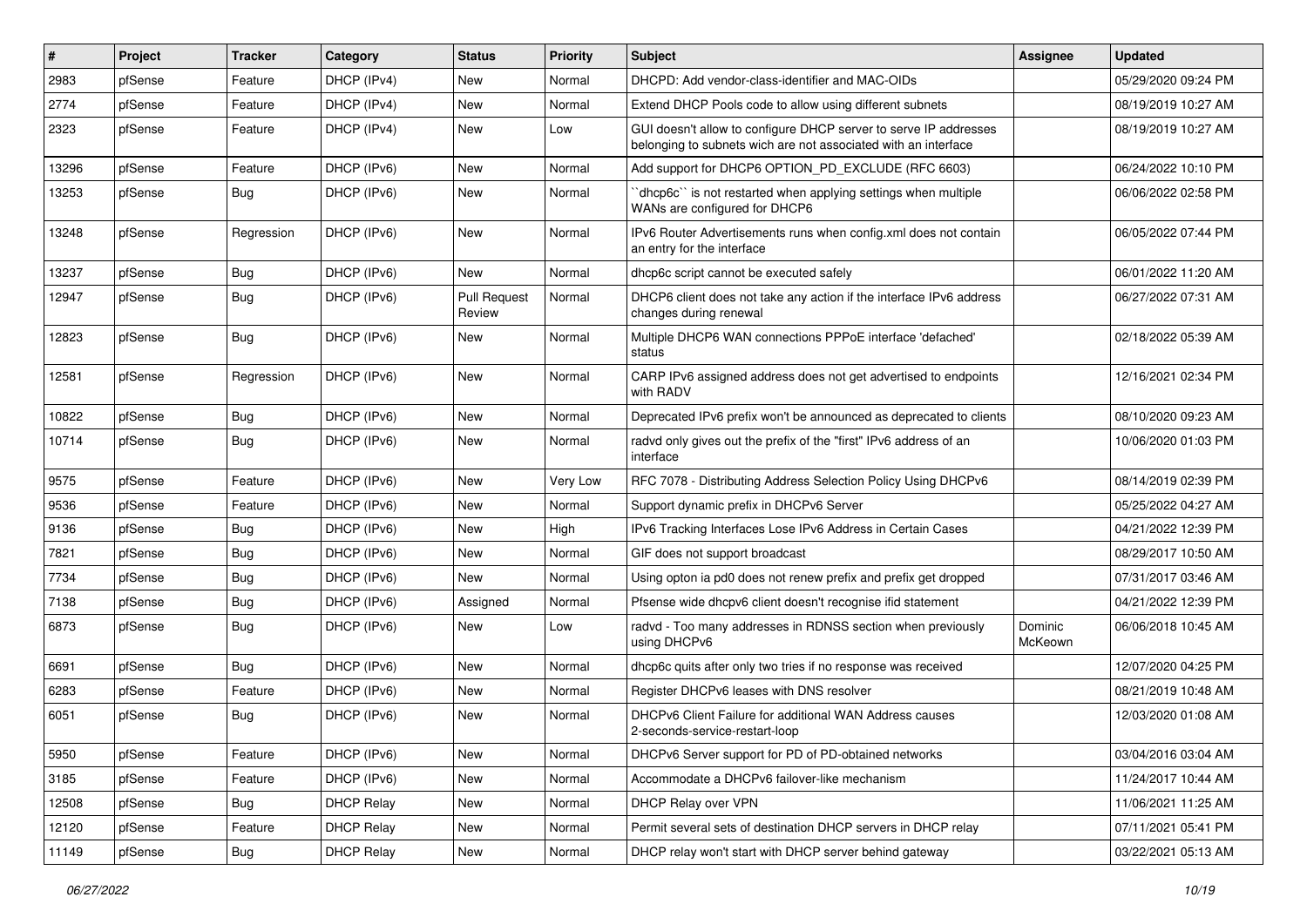| # | Project | Tracker | Category | Status | Priority | Subject | Assignee | Updated |
|---|---|---|---|---|---|---|---|---|
| 2983 | pfSense | Feature | DHCP (IPv4) | New | Normal | DHCPD: Add vendor-class-identifier and MAC-OIDs | | 05/29/2020 09:24 PM |
| 2774 | pfSense | Feature | DHCP (IPv4) | New | Normal | Extend DHCP Pools code to allow using different subnets | | 08/19/2019 10:27 AM |
| 2323 | pfSense | Feature | DHCP (IPv4) | New | Low | GUI doesn't allow to configure DHCP server to serve IP addresses belonging to subnets wich are not associated with an interface | | 08/19/2019 10:27 AM |
| 13296 | pfSense | Feature | DHCP (IPv6) | New | Normal | Add support for DHCP6 OPTION_PD_EXCLUDE (RFC 6603) | | 06/24/2022 10:10 PM |
| 13253 | pfSense | Bug | DHCP (IPv6) | New | Normal | ``dhcp6c`` is not restarted when applying settings when multiple WANs are configured for DHCP6 | | 06/06/2022 02:58 PM |
| 13248 | pfSense | Regression | DHCP (IPv6) | New | Normal | IPv6 Router Advertisements runs when config.xml does not contain an entry for the interface | | 06/05/2022 07:44 PM |
| 13237 | pfSense | Bug | DHCP (IPv6) | New | Normal | dhcp6c script cannot be executed safely | | 06/01/2022 11:20 AM |
| 12947 | pfSense | Bug | DHCP (IPv6) | Pull Request Review | Normal | DHCP6 client does not take any action if the interface IPv6 address changes during renewal | | 06/27/2022 07:31 AM |
| 12823 | pfSense | Bug | DHCP (IPv6) | New | Normal | Multiple DHCP6 WAN connections PPPoE interface 'defached' status | | 02/18/2022 05:39 AM |
| 12581 | pfSense | Regression | DHCP (IPv6) | New | Normal | CARP IPv6 assigned address does not get advertised to endpoints with RADV | | 12/16/2021 02:34 PM |
| 10822 | pfSense | Bug | DHCP (IPv6) | New | Normal | Deprecated IPv6 prefix won't be announced as deprecated to clients | | 08/10/2020 09:23 AM |
| 10714 | pfSense | Bug | DHCP (IPv6) | New | Normal | radvd only gives out the prefix of the "first" IPv6 address of an interface | | 10/06/2020 01:03 PM |
| 9575 | pfSense | Feature | DHCP (IPv6) | New | Very Low | RFC 7078 - Distributing Address Selection Policy Using DHCPv6 | | 08/14/2019 02:39 PM |
| 9536 | pfSense | Feature | DHCP (IPv6) | New | Normal | Support dynamic prefix in DHCPv6 Server | | 05/25/2022 04:27 AM |
| 9136 | pfSense | Bug | DHCP (IPv6) | New | High | IPv6 Tracking Interfaces Lose IPv6 Address in Certain Cases | | 04/21/2022 12:39 PM |
| 7821 | pfSense | Bug | DHCP (IPv6) | New | Normal | GIF does not support broadcast | | 08/29/2017 10:50 AM |
| 7734 | pfSense | Bug | DHCP (IPv6) | New | Normal | Using opton ia pd0 does not renew prefix and prefix get dropped | | 07/31/2017 03:46 AM |
| 7138 | pfSense | Bug | DHCP (IPv6) | Assigned | Normal | Pfsense wide dhcpv6 client doesn't recognise ifid statement | | 04/21/2022 12:39 PM |
| 6873 | pfSense | Bug | DHCP (IPv6) | New | Low | radvd - Too many addresses in RDNSS section when previously using DHCPv6 | Dominic McKeown | 06/06/2018 10:45 AM |
| 6691 | pfSense | Bug | DHCP (IPv6) | New | Normal | dhcp6c quits after only two tries if no response was received | | 12/07/2020 04:25 PM |
| 6283 | pfSense | Feature | DHCP (IPv6) | New | Normal | Register DHCPv6 leases with DNS resolver | | 08/21/2019 10:48 AM |
| 6051 | pfSense | Bug | DHCP (IPv6) | New | Normal | DHCPv6 Client Failure for additional WAN Address causes 2-seconds-service-restart-loop | | 12/03/2020 01:08 AM |
| 5950 | pfSense | Feature | DHCP (IPv6) | New | Normal | DHCPv6 Server support for PD of PD-obtained networks | | 03/04/2016 03:04 AM |
| 3185 | pfSense | Feature | DHCP (IPv6) | New | Normal | Accommodate a DHCPv6 failover-like mechanism | | 11/24/2017 10:44 AM |
| 12508 | pfSense | Bug | DHCP Relay | New | Normal | DHCP Relay over VPN | | 11/06/2021 11:25 AM |
| 12120 | pfSense | Feature | DHCP Relay | New | Normal | Permit several sets of destination DHCP servers in DHCP relay | | 07/11/2021 05:41 PM |
| 11149 | pfSense | Bug | DHCP Relay | New | Normal | DHCP relay won't start with DHCP server behind gateway | | 03/22/2021 05:13 AM |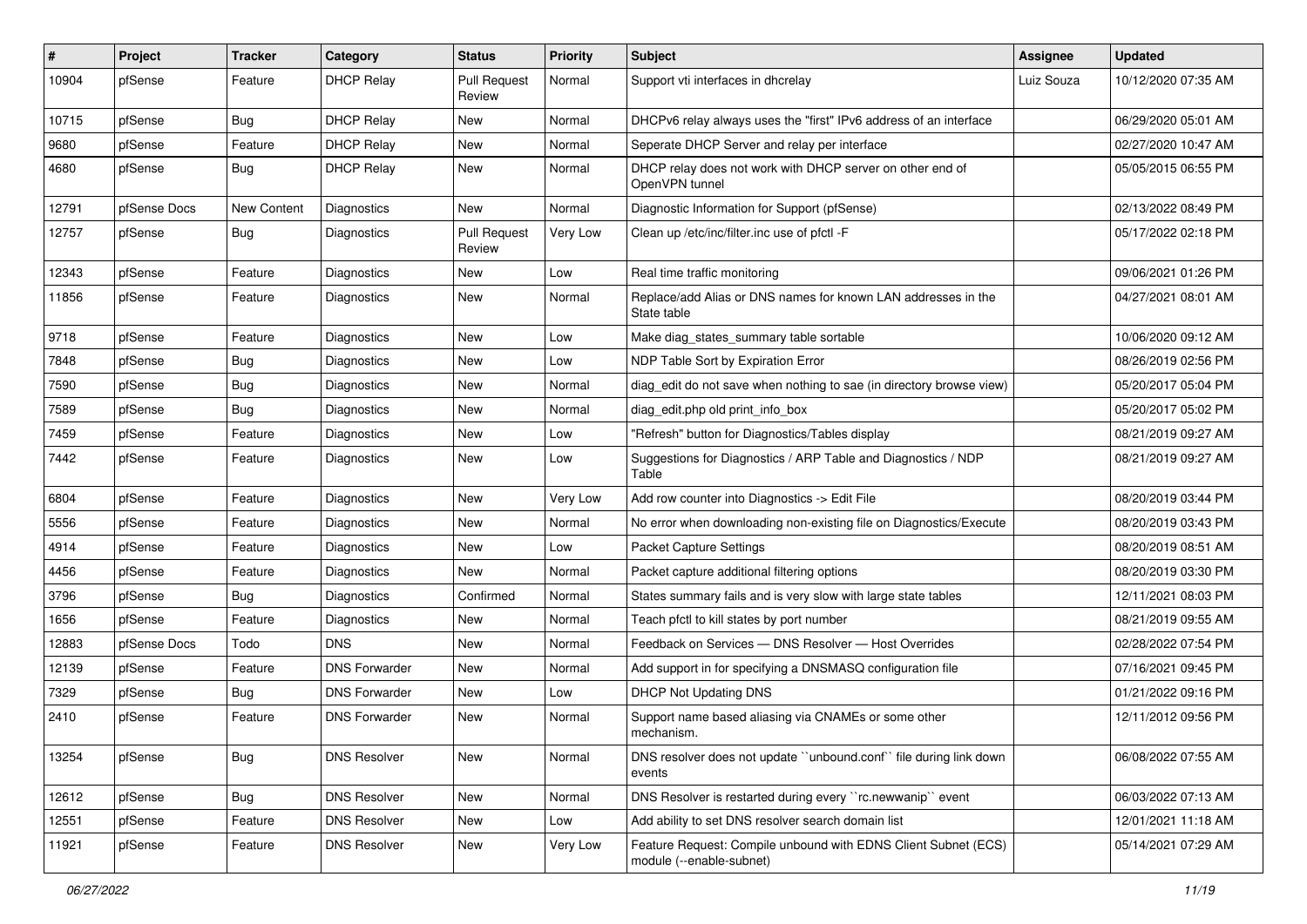| # | Project | Tracker | Category | Status | Priority | Subject | Assignee | Updated |
|---|---|---|---|---|---|---|---|---|
| 10904 | pfSense | Feature | DHCP Relay | Pull Request Review | Normal | Support vti interfaces in dhcrelay | Luiz Souza | 10/12/2020 07:35 AM |
| 10715 | pfSense | Bug | DHCP Relay | New | Normal | DHCPv6 relay always uses the "first" IPv6 address of an interface | | 06/29/2020 05:01 AM |
| 9680 | pfSense | Feature | DHCP Relay | New | Normal | Seperate DHCP Server and relay per interface | | 02/27/2020 10:47 AM |
| 4680 | pfSense | Bug | DHCP Relay | New | Normal | DHCP relay does not work with DHCP server on other end of OpenVPN tunnel | | 05/05/2015 06:55 PM |
| 12791 | pfSense Docs | New Content | Diagnostics | New | Normal | Diagnostic Information for Support (pfSense) | | 02/13/2022 08:49 PM |
| 12757 | pfSense | Bug | Diagnostics | Pull Request Review | Very Low | Clean up /etc/inc/filter.inc use of pfctl -F | | 05/17/2022 02:18 PM |
| 12343 | pfSense | Feature | Diagnostics | New | Low | Real time traffic monitoring | | 09/06/2021 01:26 PM |
| 11856 | pfSense | Feature | Diagnostics | New | Normal | Replace/add Alias or DNS names for known LAN addresses in the State table | | 04/27/2021 08:01 AM |
| 9718 | pfSense | Feature | Diagnostics | New | Low | Make diag_states_summary table sortable | | 10/06/2020 09:12 AM |
| 7848 | pfSense | Bug | Diagnostics | New | Low | NDP Table Sort by Expiration Error | | 08/26/2019 02:56 PM |
| 7590 | pfSense | Bug | Diagnostics | New | Normal | diag_edit do not save when nothing to sae (in directory browse view) | | 05/20/2017 05:04 PM |
| 7589 | pfSense | Bug | Diagnostics | New | Normal | diag_edit.php old print_info_box | | 05/20/2017 05:02 PM |
| 7459 | pfSense | Feature | Diagnostics | New | Low | "Refresh" button for Diagnostics/Tables display | | 08/21/2019 09:27 AM |
| 7442 | pfSense | Feature | Diagnostics | New | Low | Suggestions for Diagnostics / ARP Table and Diagnostics / NDP Table | | 08/21/2019 09:27 AM |
| 6804 | pfSense | Feature | Diagnostics | New | Very Low | Add row counter into Diagnostics -> Edit File | | 08/20/2019 03:44 PM |
| 5556 | pfSense | Feature | Diagnostics | New | Normal | No error when downloading non-existing file on Diagnostics/Execute | | 08/20/2019 03:43 PM |
| 4914 | pfSense | Feature | Diagnostics | New | Low | Packet Capture Settings | | 08/20/2019 08:51 AM |
| 4456 | pfSense | Feature | Diagnostics | New | Normal | Packet capture additional filtering options | | 08/20/2019 03:30 PM |
| 3796 | pfSense | Bug | Diagnostics | Confirmed | Normal | States summary fails and is very slow with large state tables | | 12/11/2021 08:03 PM |
| 1656 | pfSense | Feature | Diagnostics | New | Normal | Teach pfctl to kill states by port number | | 08/21/2019 09:55 AM |
| 12883 | pfSense Docs | Todo | DNS | New | Normal | Feedback on Services — DNS Resolver — Host Overrides | | 02/28/2022 07:54 PM |
| 12139 | pfSense | Feature | DNS Forwarder | New | Normal | Add support in for specifying a DNSMASQ configuration file | | 07/16/2021 09:45 PM |
| 7329 | pfSense | Bug | DNS Forwarder | New | Low | DHCP Not Updating DNS | | 01/21/2022 09:16 PM |
| 2410 | pfSense | Feature | DNS Forwarder | New | Normal | Support name based aliasing via CNAMEs or some other mechanism. | | 12/11/2012 09:56 PM |
| 13254 | pfSense | Bug | DNS Resolver | New | Normal | DNS resolver does not update ``unbound.conf`` file during link down events | | 06/08/2022 07:55 AM |
| 12612 | pfSense | Bug | DNS Resolver | New | Normal | DNS Resolver is restarted during every ``rc.newwanip`` event | | 06/03/2022 07:13 AM |
| 12551 | pfSense | Feature | DNS Resolver | New | Low | Add ability to set DNS resolver search domain list | | 12/01/2021 11:18 AM |
| 11921 | pfSense | Feature | DNS Resolver | New | Very Low | Feature Request: Compile unbound with EDNS Client Subnet (ECS) module (--enable-subnet) | | 05/14/2021 07:29 AM |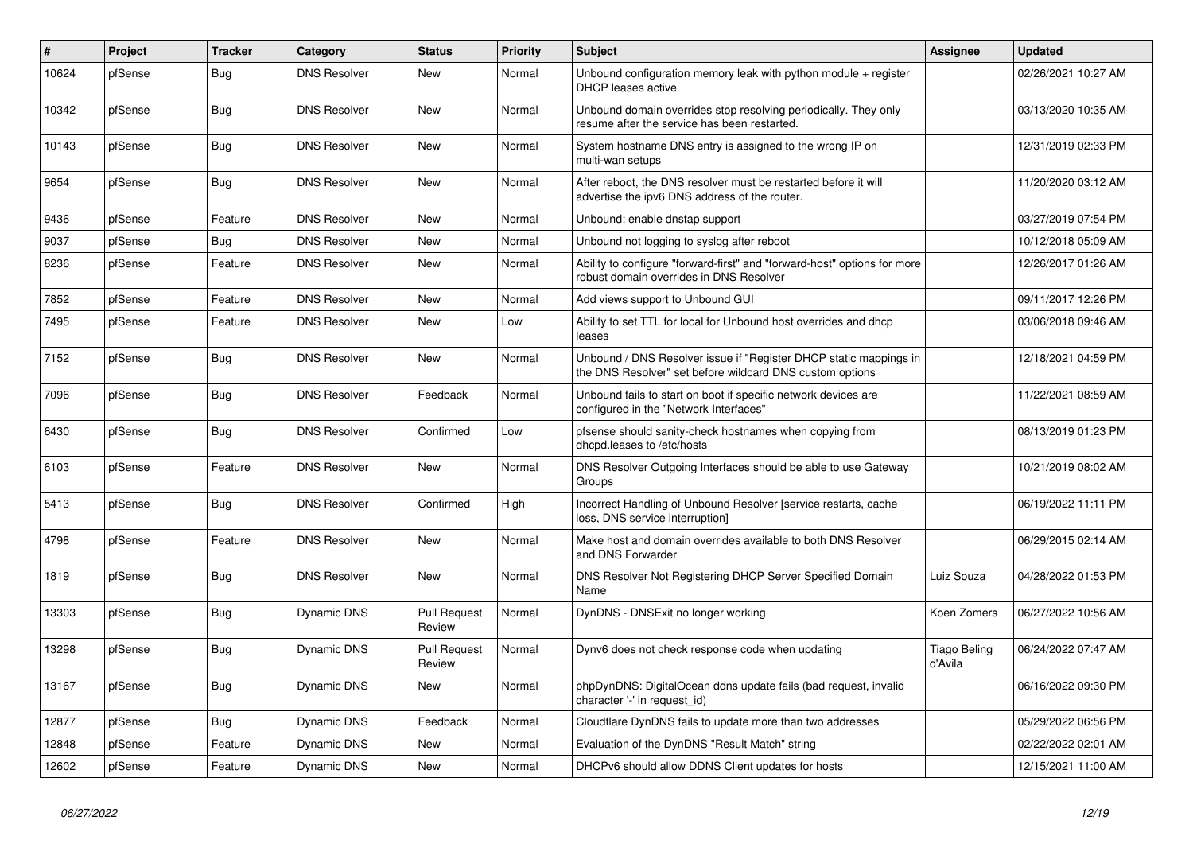| # | Project | Tracker | Category | Status | Priority | Subject | Assignee | Updated |
|---|---|---|---|---|---|---|---|---|
| 10624 | pfSense | Bug | DNS Resolver | New | Normal | Unbound configuration memory leak with python module + register DHCP leases active | | 02/26/2021 10:27 AM |
| 10342 | pfSense | Bug | DNS Resolver | New | Normal | Unbound domain overrides stop resolving periodically. They only resume after the service has been restarted. | | 03/13/2020 10:35 AM |
| 10143 | pfSense | Bug | DNS Resolver | New | Normal | System hostname DNS entry is assigned to the wrong IP on multi-wan setups | | 12/31/2019 02:33 PM |
| 9654 | pfSense | Bug | DNS Resolver | New | Normal | After reboot, the DNS resolver must be restarted before it will advertise the ipv6 DNS address of the router. | | 11/20/2020 03:12 AM |
| 9436 | pfSense | Feature | DNS Resolver | New | Normal | Unbound: enable dnstap support | | 03/27/2019 07:54 PM |
| 9037 | pfSense | Bug | DNS Resolver | New | Normal | Unbound not logging to syslog after reboot | | 10/12/2018 05:09 AM |
| 8236 | pfSense | Feature | DNS Resolver | New | Normal | Ability to configure "forward-first" and "forward-host" options for more robust domain overrides in DNS Resolver | | 12/26/2017 01:26 AM |
| 7852 | pfSense | Feature | DNS Resolver | New | Normal | Add views support to Unbound GUI | | 09/11/2017 12:26 PM |
| 7495 | pfSense | Feature | DNS Resolver | New | Low | Ability to set TTL for local for Unbound host overrides and dhcp leases | | 03/06/2018 09:46 AM |
| 7152 | pfSense | Bug | DNS Resolver | New | Normal | Unbound / DNS Resolver issue if "Register DHCP static mappings in the DNS Resolver" set before wildcard DNS custom options | | 12/18/2021 04:59 PM |
| 7096 | pfSense | Bug | DNS Resolver | Feedback | Normal | Unbound fails to start on boot if specific network devices are configured in the "Network Interfaces" | | 11/22/2021 08:59 AM |
| 6430 | pfSense | Bug | DNS Resolver | Confirmed | Low | pfsense should sanity-check hostnames when copying from dhcpd.leases to /etc/hosts | | 08/13/2019 01:23 PM |
| 6103 | pfSense | Feature | DNS Resolver | New | Normal | DNS Resolver Outgoing Interfaces should be able to use Gateway Groups | | 10/21/2019 08:02 AM |
| 5413 | pfSense | Bug | DNS Resolver | Confirmed | High | Incorrect Handling of Unbound Resolver [service restarts, cache loss, DNS service interruption] | | 06/19/2022 11:11 PM |
| 4798 | pfSense | Feature | DNS Resolver | New | Normal | Make host and domain overrides available to both DNS Resolver and DNS Forwarder | | 06/29/2015 02:14 AM |
| 1819 | pfSense | Bug | DNS Resolver | New | Normal | DNS Resolver Not Registering DHCP Server Specified Domain Name | Luiz Souza | 04/28/2022 01:53 PM |
| 13303 | pfSense | Bug | Dynamic DNS | Pull Request Review | Normal | DynDNS - DNSExit no longer working | Koen Zomers | 06/27/2022 10:56 AM |
| 13298 | pfSense | Bug | Dynamic DNS | Pull Request Review | Normal | Dynv6 does not check response code when updating | Tiago Beling d'Avila | 06/24/2022 07:47 AM |
| 13167 | pfSense | Bug | Dynamic DNS | New | Normal | phpDynDNS: DigitalOcean ddns update fails (bad request, invalid character '-' in request_id) | | 06/16/2022 09:30 PM |
| 12877 | pfSense | Bug | Dynamic DNS | Feedback | Normal | Cloudflare DynDNS fails to update more than two addresses | | 05/29/2022 06:56 PM |
| 12848 | pfSense | Feature | Dynamic DNS | New | Normal | Evaluation of the DynDNS "Result Match" string | | 02/22/2022 02:01 AM |
| 12602 | pfSense | Feature | Dynamic DNS | New | Normal | DHCPv6 should allow DDNS Client updates for hosts | | 12/15/2021 11:00 AM |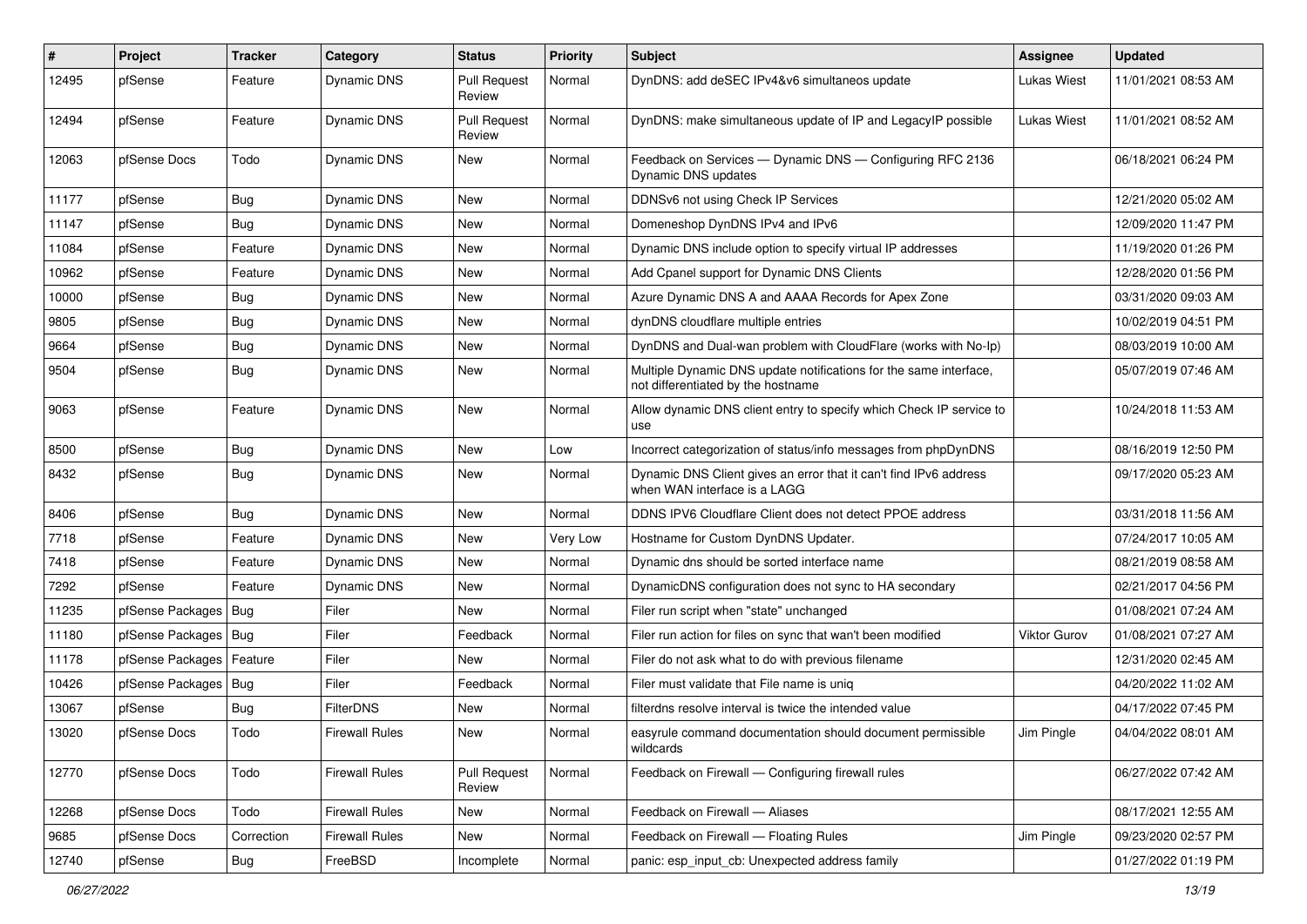| # | Project | Tracker | Category | Status | Priority | Subject | Assignee | Updated |
|---|---|---|---|---|---|---|---|---|
| 12495 | pfSense | Feature | Dynamic DNS | Pull Request Review | Normal | DynDNS: add deSEC IPv4&v6 simultaneos update | Lukas Wiest | 11/01/2021 08:53 AM |
| 12494 | pfSense | Feature | Dynamic DNS | Pull Request Review | Normal | DynDNS: make simultaneous update of IP and LegacyIP possible | Lukas Wiest | 11/01/2021 08:52 AM |
| 12063 | pfSense Docs | Todo | Dynamic DNS | New | Normal | Feedback on Services — Dynamic DNS — Configuring RFC 2136 Dynamic DNS updates | | 06/18/2021 06:24 PM |
| 11177 | pfSense | Bug | Dynamic DNS | New | Normal | DDNSv6 not using Check IP Services | | 12/21/2020 05:02 AM |
| 11147 | pfSense | Bug | Dynamic DNS | New | Normal | Domeneshop DynDNS IPv4 and IPv6 | | 12/09/2020 11:47 PM |
| 11084 | pfSense | Feature | Dynamic DNS | New | Normal | Dynamic DNS include option to specify virtual IP addresses | | 11/19/2020 01:26 PM |
| 10962 | pfSense | Feature | Dynamic DNS | New | Normal | Add Cpanel support for Dynamic DNS Clients | | 12/28/2020 01:56 PM |
| 10000 | pfSense | Bug | Dynamic DNS | New | Normal | Azure Dynamic DNS A and AAAA Records for Apex Zone | | 03/31/2020 09:03 AM |
| 9805 | pfSense | Bug | Dynamic DNS | New | Normal | dynDNS cloudflare multiple entries | | 10/02/2019 04:51 PM |
| 9664 | pfSense | Bug | Dynamic DNS | New | Normal | DynDNS and Dual-wan problem with CloudFlare (works with No-Ip) | | 08/03/2019 10:00 AM |
| 9504 | pfSense | Bug | Dynamic DNS | New | Normal | Multiple Dynamic DNS update notifications for the same interface, not differentiated by the hostname | | 05/07/2019 07:46 AM |
| 9063 | pfSense | Feature | Dynamic DNS | New | Normal | Allow dynamic DNS client entry to specify which Check IP service to use | | 10/24/2018 11:53 AM |
| 8500 | pfSense | Bug | Dynamic DNS | New | Low | Incorrect categorization of status/info messages from phpDynDNS | | 08/16/2019 12:50 PM |
| 8432 | pfSense | Bug | Dynamic DNS | New | Normal | Dynamic DNS Client gives an error that it can't find IPv6 address when WAN interface is a LAGG | | 09/17/2020 05:23 AM |
| 8406 | pfSense | Bug | Dynamic DNS | New | Normal | DDNS IPV6 Cloudflare Client does not detect PPOE address | | 03/31/2018 11:56 AM |
| 7718 | pfSense | Feature | Dynamic DNS | New | Very Low | Hostname for Custom DynDNS Updater. | | 07/24/2017 10:05 AM |
| 7418 | pfSense | Feature | Dynamic DNS | New | Normal | Dynamic dns should be sorted interface name | | 08/21/2019 08:58 AM |
| 7292 | pfSense | Feature | Dynamic DNS | New | Normal | DynamicDNS configuration does not sync to HA secondary | | 02/21/2017 04:56 PM |
| 11235 | pfSense Packages | Bug | Filer | New | Normal | Filer run script when "state" unchanged | | 01/08/2021 07:24 AM |
| 11180 | pfSense Packages | Bug | Filer | Feedback | Normal | Filer run action for files on sync that wan't been modified | Viktor Gurov | 01/08/2021 07:27 AM |
| 11178 | pfSense Packages | Feature | Filer | New | Normal | Filer do not ask what to do with previous filename | | 12/31/2020 02:45 AM |
| 10426 | pfSense Packages | Bug | Filer | Feedback | Normal | Filer must validate that File name is uniq | | 04/20/2022 11:02 AM |
| 13067 | pfSense | Bug | FilterDNS | New | Normal | filterdns resolve interval is twice the intended value | | 04/17/2022 07:45 PM |
| 13020 | pfSense Docs | Todo | Firewall Rules | New | Normal | easyrule command documentation should document permissible wildcards | Jim Pingle | 04/04/2022 08:01 AM |
| 12770 | pfSense Docs | Todo | Firewall Rules | Pull Request Review | Normal | Feedback on Firewall — Configuring firewall rules | | 06/27/2022 07:42 AM |
| 12268 | pfSense Docs | Todo | Firewall Rules | New | Normal | Feedback on Firewall — Aliases | | 08/17/2021 12:55 AM |
| 9685 | pfSense Docs | Correction | Firewall Rules | New | Normal | Feedback on Firewall — Floating Rules | Jim Pingle | 09/23/2020 02:57 PM |
| 12740 | pfSense | Bug | FreeBSD | Incomplete | Normal | panic: esp_input_cb: Unexpected address family | | 01/27/2022 01:19 PM |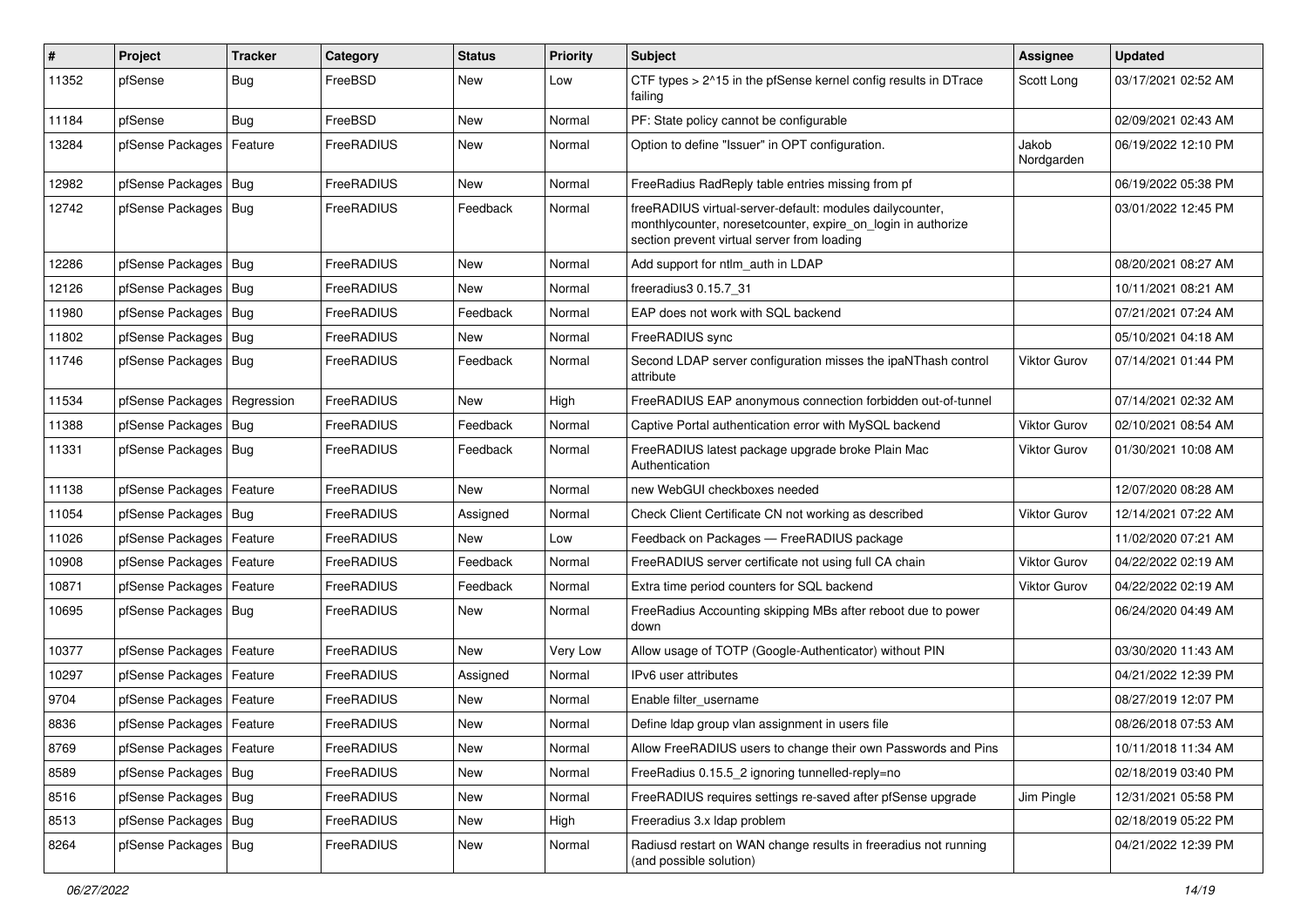| # | Project | Tracker | Category | Status | Priority | Subject | Assignee | Updated |
|---|---|---|---|---|---|---|---|---|
| 11352 | pfSense | Bug | FreeBSD | New | Low | CTF types > 2^15 in the pfSense kernel config results in DTrace failing | Scott Long | 03/17/2021 02:52 AM |
| 11184 | pfSense | Bug | FreeBSD | New | Normal | PF: State policy cannot be configurable | | 02/09/2021 02:43 AM |
| 13284 | pfSense Packages | Feature | FreeRADIUS | New | Normal | Option to define "Issuer" in OPT configuration. | Jakob Nordgarden | 06/19/2022 12:10 PM |
| 12982 | pfSense Packages | Bug | FreeRADIUS | New | Normal | FreeRadius RadReply table entries missing from pf | | 06/19/2022 05:38 PM |
| 12742 | pfSense Packages | Bug | FreeRADIUS | Feedback | Normal | freeRADIUS virtual-server-default: modules dailycounter, monthlycounter, noresetcounter, expire_on_login in authorize section prevent virtual server from loading | | 03/01/2022 12:45 PM |
| 12286 | pfSense Packages | Bug | FreeRADIUS | New | Normal | Add support for ntlm_auth in LDAP | | 08/20/2021 08:27 AM |
| 12126 | pfSense Packages | Bug | FreeRADIUS | New | Normal | freeradius3 0.15.7_31 | | 10/11/2021 08:21 AM |
| 11980 | pfSense Packages | Bug | FreeRADIUS | Feedback | Normal | EAP does not work with SQL backend | | 07/21/2021 07:24 AM |
| 11802 | pfSense Packages | Bug | FreeRADIUS | New | Normal | FreeRADIUS sync | | 05/10/2021 04:18 AM |
| 11746 | pfSense Packages | Bug | FreeRADIUS | Feedback | Normal | Second LDAP server configuration misses the ipaNThash control attribute | Viktor Gurov | 07/14/2021 01:44 PM |
| 11534 | pfSense Packages | Regression | FreeRADIUS | New | High | FreeRADIUS EAP anonymous connection forbidden out-of-tunnel | | 07/14/2021 02:32 AM |
| 11388 | pfSense Packages | Bug | FreeRADIUS | Feedback | Normal | Captive Portal authentication error with MySQL backend | Viktor Gurov | 02/10/2021 08:54 AM |
| 11331 | pfSense Packages | Bug | FreeRADIUS | Feedback | Normal | FreeRADIUS latest package upgrade broke Plain Mac Authentication | Viktor Gurov | 01/30/2021 10:08 AM |
| 11138 | pfSense Packages | Feature | FreeRADIUS | New | Normal | new WebGUI checkboxes needed | | 12/07/2020 08:28 AM |
| 11054 | pfSense Packages | Bug | FreeRADIUS | Assigned | Normal | Check Client Certificate CN not working as described | Viktor Gurov | 12/14/2021 07:22 AM |
| 11026 | pfSense Packages | Feature | FreeRADIUS | New | Low | Feedback on Packages — FreeRADIUS package | | 11/02/2020 07:21 AM |
| 10908 | pfSense Packages | Feature | FreeRADIUS | Feedback | Normal | FreeRADIUS server certificate not using full CA chain | Viktor Gurov | 04/22/2022 02:19 AM |
| 10871 | pfSense Packages | Feature | FreeRADIUS | Feedback | Normal | Extra time period counters for SQL backend | Viktor Gurov | 04/22/2022 02:19 AM |
| 10695 | pfSense Packages | Bug | FreeRADIUS | New | Normal | FreeRadius Accounting skipping MBs after reboot due to power down | | 06/24/2020 04:49 AM |
| 10377 | pfSense Packages | Feature | FreeRADIUS | New | Very Low | Allow usage of TOTP (Google-Authenticator) without PIN | | 03/30/2020 11:43 AM |
| 10297 | pfSense Packages | Feature | FreeRADIUS | Assigned | Normal | IPv6 user attributes | | 04/21/2022 12:39 PM |
| 9704 | pfSense Packages | Feature | FreeRADIUS | New | Normal | Enable filter_username | | 08/27/2019 12:07 PM |
| 8836 | pfSense Packages | Feature | FreeRADIUS | New | Normal | Define ldap group vlan assignment in users file | | 08/26/2018 07:53 AM |
| 8769 | pfSense Packages | Feature | FreeRADIUS | New | Normal | Allow FreeRADIUS users to change their own Passwords and Pins | | 10/11/2018 11:34 AM |
| 8589 | pfSense Packages | Bug | FreeRADIUS | New | Normal | FreeRadius 0.15.5_2 ignoring tunnelled-reply=no | | 02/18/2019 03:40 PM |
| 8516 | pfSense Packages | Bug | FreeRADIUS | New | Normal | FreeRADIUS requires settings re-saved after pfSense upgrade | Jim Pingle | 12/31/2021 05:58 PM |
| 8513 | pfSense Packages | Bug | FreeRADIUS | New | High | Freeradius 3.x ldap problem | | 02/18/2019 05:22 PM |
| 8264 | pfSense Packages | Bug | FreeRADIUS | New | Normal | Radiusd restart on WAN change results in freeradius not running (and possible solution) | | 04/21/2022 12:39 PM |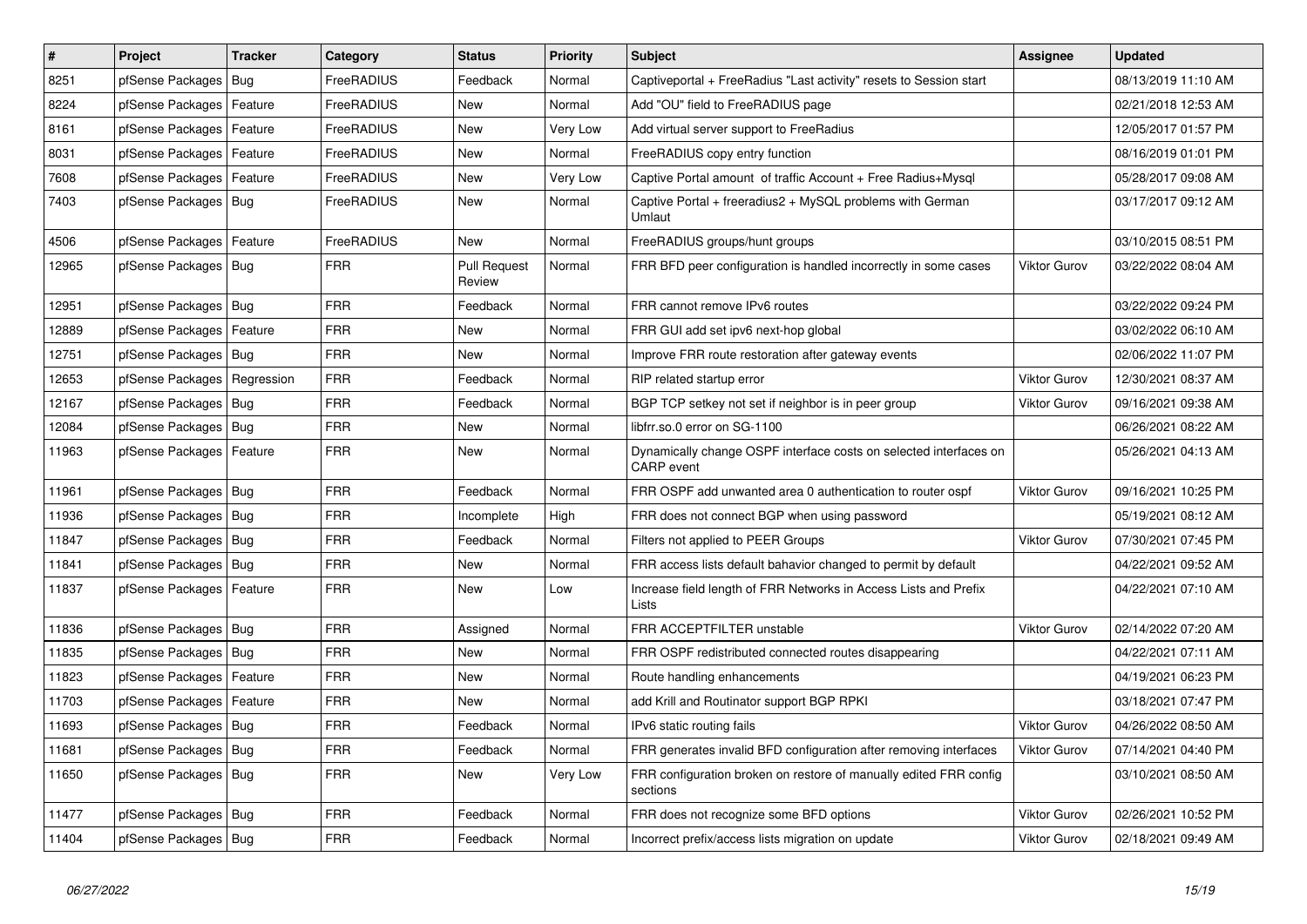| # | Project | Tracker | Category | Status | Priority | Subject | Assignee | Updated |
|---|---|---|---|---|---|---|---|---|
| 8251 | pfSense Packages | Bug | FreeRADIUS | Feedback | Normal | Captiveportal + FreeRadius "Last activity" resets to Session start | | 08/13/2019 11:10 AM |
| 8224 | pfSense Packages | Feature | FreeRADIUS | New | Normal | Add "OU" field to FreeRADIUS page | | 02/21/2018 12:53 AM |
| 8161 | pfSense Packages | Feature | FreeRADIUS | New | Very Low | Add virtual server support to FreeRadius | | 12/05/2017 01:57 PM |
| 8031 | pfSense Packages | Feature | FreeRADIUS | New | Normal | FreeRADIUS copy entry function | | 08/16/2019 01:01 PM |
| 7608 | pfSense Packages | Feature | FreeRADIUS | New | Very Low | Captive Portal amount of traffic Account + Free Radius+Mysql | | 05/28/2017 09:08 AM |
| 7403 | pfSense Packages | Bug | FreeRADIUS | New | Normal | Captive Portal + freeradius2 + MySQL problems with German Umlaut | | 03/17/2017 09:12 AM |
| 4506 | pfSense Packages | Feature | FreeRADIUS | New | Normal | FreeRADIUS groups/hunt groups | | 03/10/2015 08:51 PM |
| 12965 | pfSense Packages | Bug | FRR | Pull Request Review | Normal | FRR BFD peer configuration is handled incorrectly in some cases | Viktor Gurov | 03/22/2022 08:04 AM |
| 12951 | pfSense Packages | Bug | FRR | Feedback | Normal | FRR cannot remove IPv6 routes | | 03/22/2022 09:24 PM |
| 12889 | pfSense Packages | Feature | FRR | New | Normal | FRR GUI add set ipv6 next-hop global | | 03/02/2022 06:10 AM |
| 12751 | pfSense Packages | Bug | FRR | New | Normal | Improve FRR route restoration after gateway events | | 02/06/2022 11:07 PM |
| 12653 | pfSense Packages | Regression | FRR | Feedback | Normal | RIP related startup error | Viktor Gurov | 12/30/2021 08:37 AM |
| 12167 | pfSense Packages | Bug | FRR | Feedback | Normal | BGP TCP setkey not set if neighbor is in peer group | Viktor Gurov | 09/16/2021 09:38 AM |
| 12084 | pfSense Packages | Bug | FRR | New | Normal | libfrr.so.0 error on SG-1100 | | 06/26/2021 08:22 AM |
| 11963 | pfSense Packages | Feature | FRR | New | Normal | Dynamically change OSPF interface costs on selected interfaces on CARP event | | 05/26/2021 04:13 AM |
| 11961 | pfSense Packages | Bug | FRR | Feedback | Normal | FRR OSPF add unwanted area 0 authentication to router ospf | Viktor Gurov | 09/16/2021 10:25 PM |
| 11936 | pfSense Packages | Bug | FRR | Incomplete | High | FRR does not connect BGP when using password | | 05/19/2021 08:12 AM |
| 11847 | pfSense Packages | Bug | FRR | Feedback | Normal | Filters not applied to PEER Groups | Viktor Gurov | 07/30/2021 07:45 PM |
| 11841 | pfSense Packages | Bug | FRR | New | Normal | FRR access lists default bahavior changed to permit by default | | 04/22/2021 09:52 AM |
| 11837 | pfSense Packages | Feature | FRR | New | Low | Increase field length of FRR Networks in Access Lists and Prefix Lists | | 04/22/2021 07:10 AM |
| 11836 | pfSense Packages | Bug | FRR | Assigned | Normal | FRR ACCEPTFILTER unstable | Viktor Gurov | 02/14/2022 07:20 AM |
| 11835 | pfSense Packages | Bug | FRR | New | Normal | FRR OSPF redistributed connected routes disappearing | | 04/22/2021 07:11 AM |
| 11823 | pfSense Packages | Feature | FRR | New | Normal | Route handling enhancements | | 04/19/2021 06:23 PM |
| 11703 | pfSense Packages | Feature | FRR | New | Normal | add Krill and Routinator support BGP RPKI | | 03/18/2021 07:47 PM |
| 11693 | pfSense Packages | Bug | FRR | Feedback | Normal | IPv6 static routing fails | Viktor Gurov | 04/26/2022 08:50 AM |
| 11681 | pfSense Packages | Bug | FRR | Feedback | Normal | FRR generates invalid BFD configuration after removing interfaces | Viktor Gurov | 07/14/2021 04:40 PM |
| 11650 | pfSense Packages | Bug | FRR | New | Very Low | FRR configuration broken on restore of manually edited FRR config sections | | 03/10/2021 08:50 AM |
| 11477 | pfSense Packages | Bug | FRR | Feedback | Normal | FRR does not recognize some BFD options | Viktor Gurov | 02/26/2021 10:52 PM |
| 11404 | pfSense Packages | Bug | FRR | Feedback | Normal | Incorrect prefix/access lists migration on update | Viktor Gurov | 02/18/2021 09:49 AM |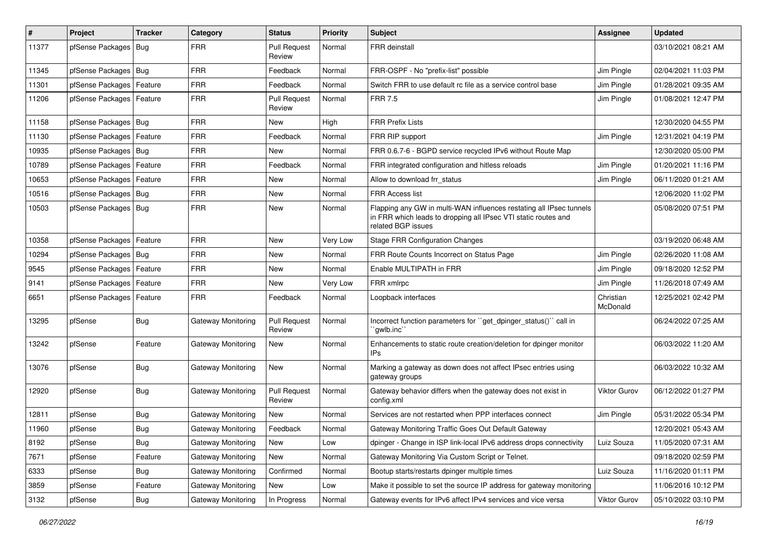| # | Project | Tracker | Category | Status | Priority | Subject | Assignee | Updated |
|---|---|---|---|---|---|---|---|---|
| 11377 | pfSense Packages | Bug | FRR | Pull Request Review | Normal | FRR deinstall | | 03/10/2021 08:21 AM |
| 11345 | pfSense Packages | Bug | FRR | Feedback | Normal | FRR-OSPF - No "prefix-list" possible | Jim Pingle | 02/04/2021 11:03 PM |
| 11301 | pfSense Packages | Feature | FRR | Feedback | Normal | Switch FRR to use default rc file as a service control base | Jim Pingle | 01/28/2021 09:35 AM |
| 11206 | pfSense Packages | Feature | FRR | Pull Request Review | Normal | FRR 7.5 | Jim Pingle | 01/08/2021 12:47 PM |
| 11158 | pfSense Packages | Bug | FRR | New | High | FRR Prefix Lists | | 12/30/2020 04:55 PM |
| 11130 | pfSense Packages | Feature | FRR | Feedback | Normal | FRR RIP support | Jim Pingle | 12/31/2021 04:19 PM |
| 10935 | pfSense Packages | Bug | FRR | New | Normal | FRR 0.6.7-6 - BGPD service recycled IPv6 without Route Map | | 12/30/2020 05:00 PM |
| 10789 | pfSense Packages | Feature | FRR | Feedback | Normal | FRR integrated configuration and hitless reloads | Jim Pingle | 01/20/2021 11:16 PM |
| 10653 | pfSense Packages | Feature | FRR | New | Normal | Allow to download frr_status | Jim Pingle | 06/11/2020 01:21 AM |
| 10516 | pfSense Packages | Bug | FRR | New | Normal | FRR Access list | | 12/06/2020 11:02 PM |
| 10503 | pfSense Packages | Bug | FRR | New | Normal | Flapping any GW in multi-WAN influences restating all IPsec tunnels in FRR which leads to dropping all IPsec VTI static routes and related BGP issues | | 05/08/2020 07:51 PM |
| 10358 | pfSense Packages | Feature | FRR | New | Very Low | Stage FRR Configuration Changes | | 03/19/2020 06:48 AM |
| 10294 | pfSense Packages | Bug | FRR | New | Normal | FRR Route Counts Incorrect on Status Page | Jim Pingle | 02/26/2020 11:08 AM |
| 9545 | pfSense Packages | Feature | FRR | New | Normal | Enable MULTIPATH in FRR | Jim Pingle | 09/18/2020 12:52 PM |
| 9141 | pfSense Packages | Feature | FRR | New | Very Low | FRR xmlrpc | Jim Pingle | 11/26/2018 07:49 AM |
| 6651 | pfSense Packages | Feature | FRR | Feedback | Normal | Loopback interfaces | Christian McDonald | 12/25/2021 02:42 PM |
| 13295 | pfSense | Bug | Gateway Monitoring | Pull Request Review | Normal | Incorrect function parameters for ``get_dpinger_status()`` call in ``gwlb.inc`` | | 06/24/2022 07:25 AM |
| 13242 | pfSense | Feature | Gateway Monitoring | New | Normal | Enhancements to static route creation/deletion for dpinger monitor IPs | | 06/03/2022 11:20 AM |
| 13076 | pfSense | Bug | Gateway Monitoring | New | Normal | Marking a gateway as down does not affect IPsec entries using gateway groups | | 06/03/2022 10:32 AM |
| 12920 | pfSense | Bug | Gateway Monitoring | Pull Request Review | Normal | Gateway behavior differs when the gateway does not exist in config.xml | Viktor Gurov | 06/12/2022 01:27 PM |
| 12811 | pfSense | Bug | Gateway Monitoring | New | Normal | Services are not restarted when PPP interfaces connect | Jim Pingle | 05/31/2022 05:34 PM |
| 11960 | pfSense | Bug | Gateway Monitoring | Feedback | Normal | Gateway Monitoring Traffic Goes Out Default Gateway | | 12/20/2021 05:43 AM |
| 8192 | pfSense | Bug | Gateway Monitoring | New | Low | dpinger - Change in ISP link-local IPv6 address drops connectivity | Luiz Souza | 11/05/2020 07:31 AM |
| 7671 | pfSense | Feature | Gateway Monitoring | New | Normal | Gateway Monitoring Via Custom Script or Telnet. | | 09/18/2020 02:59 PM |
| 6333 | pfSense | Bug | Gateway Monitoring | Confirmed | Normal | Bootup starts/restarts dpinger multiple times | Luiz Souza | 11/16/2020 01:11 PM |
| 3859 | pfSense | Feature | Gateway Monitoring | New | Low | Make it possible to set the source IP address for gateway monitoring | | 11/06/2016 10:12 PM |
| 3132 | pfSense | Bug | Gateway Monitoring | In Progress | Normal | Gateway events for IPv6 affect IPv4 services and vice versa | Viktor Gurov | 05/10/2022 03:10 PM |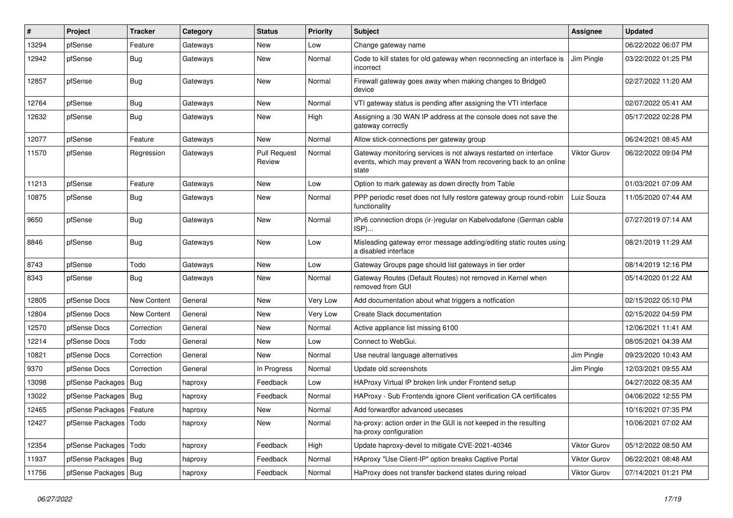| # | Project | Tracker | Category | Status | Priority | Subject | Assignee | Updated |
|---|---|---|---|---|---|---|---|---|
| 13294 | pfSense | Feature | Gateways | New | Low | Change gateway name | | 06/22/2022 06:07 PM |
| 12942 | pfSense | Bug | Gateways | New | Normal | Code to kill states for old gateway when reconnecting an interface is incorrect | Jim Pingle | 03/22/2022 01:25 PM |
| 12857 | pfSense | Bug | Gateways | New | Normal | Firewall gateway goes away when making changes to Bridge0 device | | 02/27/2022 11:20 AM |
| 12764 | pfSense | Bug | Gateways | New | Normal | VTI gateway status is pending after assigning the VTI interface | | 02/07/2022 05:41 AM |
| 12632 | pfSense | Bug | Gateways | New | High | Assigning a /30 WAN IP address at the console does not save the gateway correctly | | 05/17/2022 02:28 PM |
| 12077 | pfSense | Feature | Gateways | New | Normal | Allow stick-connections per gateway group | | 06/24/2021 08:45 AM |
| 11570 | pfSense | Regression | Gateways | Pull Request Review | Normal | Gateway monitoring services is not always restarted on interface events, which may prevent a WAN from recovering back to an online state | Viktor Gurov | 06/22/2022 09:04 PM |
| 11213 | pfSense | Feature | Gateways | New | Low | Option to mark gateway as down directly from Table | | 01/03/2021 07:09 AM |
| 10875 | pfSense | Bug | Gateways | New | Normal | PPP periodic reset does not fully restore gateway group round-robin functionality | Luiz Souza | 11/05/2020 07:44 AM |
| 9650 | pfSense | Bug | Gateways | New | Normal | IPv6 connection drops (ir-)regular on Kabelvodafone (German cable ISP)... | | 07/27/2019 07:14 AM |
| 8846 | pfSense | Bug | Gateways | New | Low | Misleading gateway error message adding/editing static routes using a disabled interface | | 08/21/2019 11:29 AM |
| 8743 | pfSense | Todo | Gateways | New | Low | Gateway Groups page should list gateways in tier order | | 08/14/2019 12:16 PM |
| 8343 | pfSense | Bug | Gateways | New | Normal | Gateway Routes (Default Routes) not removed in Kernel when removed from GUI | | 05/14/2020 01:22 AM |
| 12805 | pfSense Docs | New Content | General | New | Very Low | Add documentation about what triggers a notfication | | 02/15/2022 05:10 PM |
| 12804 | pfSense Docs | New Content | General | New | Very Low | Create Slack documentation | | 02/15/2022 04:59 PM |
| 12570 | pfSense Docs | Correction | General | New | Normal | Active appliance list missing 6100 | | 12/06/2021 11:41 AM |
| 12214 | pfSense Docs | Todo | General | New | Low | Connect to WebGui. | | 08/05/2021 04:39 AM |
| 10821 | pfSense Docs | Correction | General | New | Normal | Use neutral language alternatives | Jim Pingle | 09/23/2020 10:43 AM |
| 9370 | pfSense Docs | Correction | General | In Progress | Normal | Update old screenshots | Jim Pingle | 12/03/2021 09:55 AM |
| 13098 | pfSense Packages | Bug | haproxy | Feedback | Low | HAProxy Virtual IP broken link under Frontend setup | | 04/27/2022 08:35 AM |
| 13022 | pfSense Packages | Bug | haproxy | Feedback | Normal | HAProxy - Sub Frontends ignore Client verification CA certificates | | 04/06/2022 12:55 PM |
| 12465 | pfSense Packages | Feature | haproxy | New | Normal | Add forwardfor advanced usecases | | 10/16/2021 07:35 PM |
| 12427 | pfSense Packages | Todo | haproxy | New | Normal | ha-proxy: action order in the GUI is not keeped in the resulting ha-proxy configuration | | 10/06/2021 07:02 AM |
| 12354 | pfSense Packages | Todo | haproxy | Feedback | High | Update haproxy-devel to mitigate CVE-2021-40346 | Viktor Gurov | 05/12/2022 08:50 AM |
| 11937 | pfSense Packages | Bug | haproxy | Feedback | Normal | HAproxy "Use Client-IP" option breaks Captive Portal | Viktor Gurov | 06/22/2021 08:48 AM |
| 11756 | pfSense Packages | Bug | haproxy | Feedback | Normal | HaProxy does not transfer backend states during reload | Viktor Gurov | 07/14/2021 01:21 PM |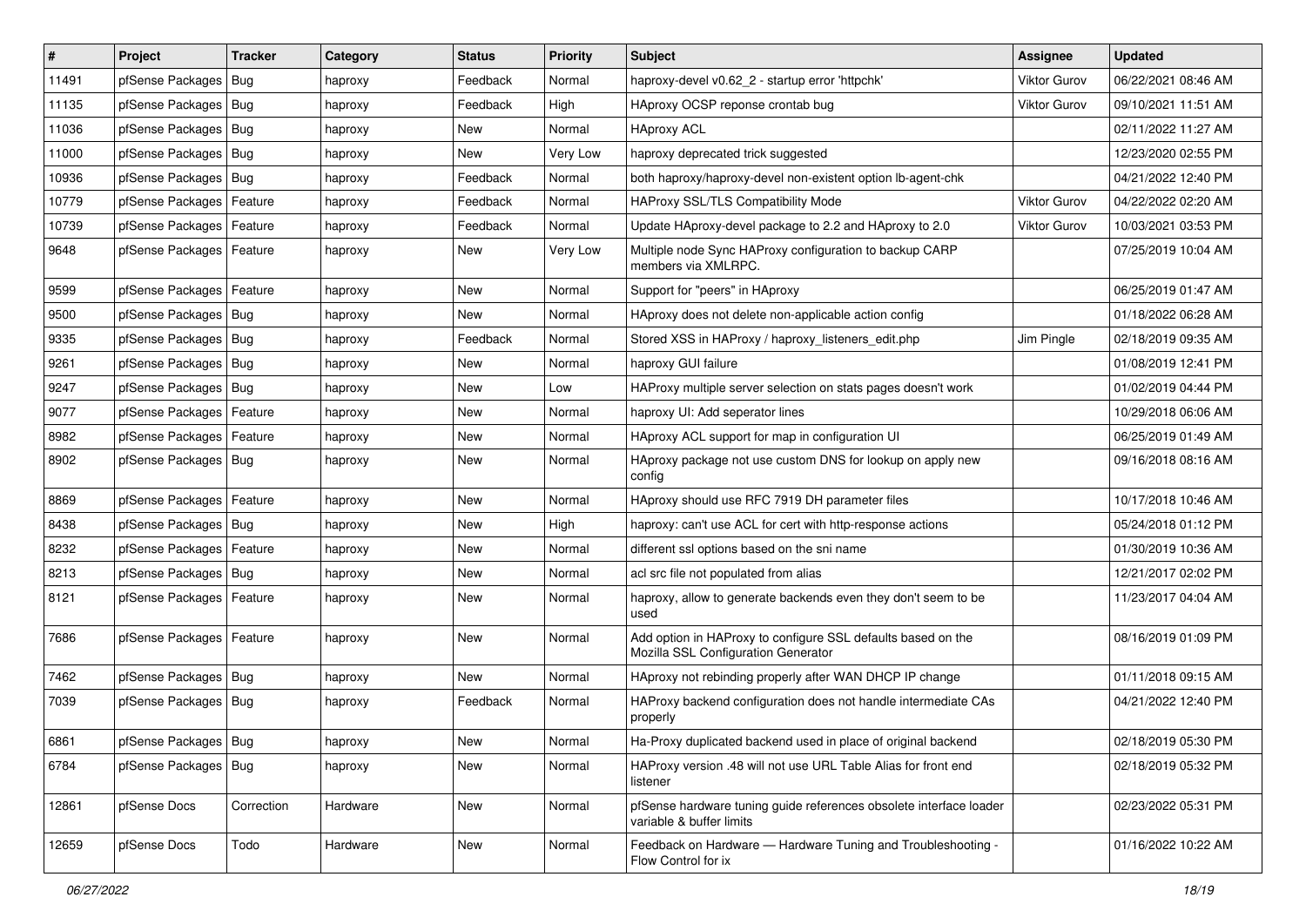| # | Project | Tracker | Category | Status | Priority | Subject | Assignee | Updated |
|---|---|---|---|---|---|---|---|---|
| 11491 | pfSense Packages | Bug | haproxy | Feedback | Normal | haproxy-devel v0.62_2 - startup error 'httpchk' | Viktor Gurov | 06/22/2021 08:46 AM |
| 11135 | pfSense Packages | Bug | haproxy | Feedback | High | HAproxy OCSP reponse crontab bug | Viktor Gurov | 09/10/2021 11:51 AM |
| 11036 | pfSense Packages | Bug | haproxy | New | Normal | HAproxy ACL | | 02/11/2022 11:27 AM |
| 11000 | pfSense Packages | Bug | haproxy | New | Very Low | haproxy deprecated trick suggested | | 12/23/2020 02:55 PM |
| 10936 | pfSense Packages | Bug | haproxy | Feedback | Normal | both haproxy/haproxy-devel non-existent option lb-agent-chk | | 04/21/2022 12:40 PM |
| 10779 | pfSense Packages | Feature | haproxy | Feedback | Normal | HAProxy SSL/TLS Compatibility Mode | Viktor Gurov | 04/22/2022 02:20 AM |
| 10739 | pfSense Packages | Feature | haproxy | Feedback | Normal | Update HAproxy-devel package to 2.2 and HAproxy to 2.0 | Viktor Gurov | 10/03/2021 03:53 PM |
| 9648 | pfSense Packages | Feature | haproxy | New | Very Low | Multiple node Sync HAProxy configuration to backup CARP members via XMLRPC. | | 07/25/2019 10:04 AM |
| 9599 | pfSense Packages | Feature | haproxy | New | Normal | Support for "peers" in HAproxy | | 06/25/2019 01:47 AM |
| 9500 | pfSense Packages | Bug | haproxy | New | Normal | HAproxy does not delete non-applicable action config | | 01/18/2022 06:28 AM |
| 9335 | pfSense Packages | Bug | haproxy | Feedback | Normal | Stored XSS in HAProxy / haproxy_listeners_edit.php | Jim Pingle | 02/18/2019 09:35 AM |
| 9261 | pfSense Packages | Bug | haproxy | New | Normal | haproxy GUI failure | | 01/08/2019 12:41 PM |
| 9247 | pfSense Packages | Bug | haproxy | New | Low | HAProxy multiple server selection on stats pages doesn't work | | 01/02/2019 04:44 PM |
| 9077 | pfSense Packages | Feature | haproxy | New | Normal | haproxy UI: Add seperator lines | | 10/29/2018 06:06 AM |
| 8982 | pfSense Packages | Feature | haproxy | New | Normal | HAproxy ACL support for map in configuration UI | | 06/25/2019 01:49 AM |
| 8902 | pfSense Packages | Bug | haproxy | New | Normal | HAproxy package not use custom DNS for lookup on apply new config | | 09/16/2018 08:16 AM |
| 8869 | pfSense Packages | Feature | haproxy | New | Normal | HAproxy should use RFC 7919 DH parameter files | | 10/17/2018 10:46 AM |
| 8438 | pfSense Packages | Bug | haproxy | New | High | haproxy: can't use ACL for cert with http-response actions | | 05/24/2018 01:12 PM |
| 8232 | pfSense Packages | Feature | haproxy | New | Normal | different ssl options based on the sni name | | 01/30/2019 10:36 AM |
| 8213 | pfSense Packages | Bug | haproxy | New | Normal | acl src file not populated from alias | | 12/21/2017 02:02 PM |
| 8121 | pfSense Packages | Feature | haproxy | New | Normal | haproxy, allow to generate backends even they don't seem to be used | | 11/23/2017 04:04 AM |
| 7686 | pfSense Packages | Feature | haproxy | New | Normal | Add option in HAProxy to configure SSL defaults based on the Mozilla SSL Configuration Generator | | 08/16/2019 01:09 PM |
| 7462 | pfSense Packages | Bug | haproxy | New | Normal | HAproxy not rebinding properly after WAN DHCP IP change | | 01/11/2018 09:15 AM |
| 7039 | pfSense Packages | Bug | haproxy | Feedback | Normal | HAProxy backend configuration does not handle intermediate CAs properly | | 04/21/2022 12:40 PM |
| 6861 | pfSense Packages | Bug | haproxy | New | Normal | Ha-Proxy duplicated backend used in place of original backend | | 02/18/2019 05:30 PM |
| 6784 | pfSense Packages | Bug | haproxy | New | Normal | HAProxy version .48 will not use URL Table Alias for front end listener | | 02/18/2019 05:32 PM |
| 12861 | pfSense Docs | Correction | Hardware | New | Normal | pfSense hardware tuning guide references obsolete interface loader variable & buffer limits | | 02/23/2022 05:31 PM |
| 12659 | pfSense Docs | Todo | Hardware | New | Normal | Feedback on Hardware — Hardware Tuning and Troubleshooting - Flow Control for ix | | 01/16/2022 10:22 AM |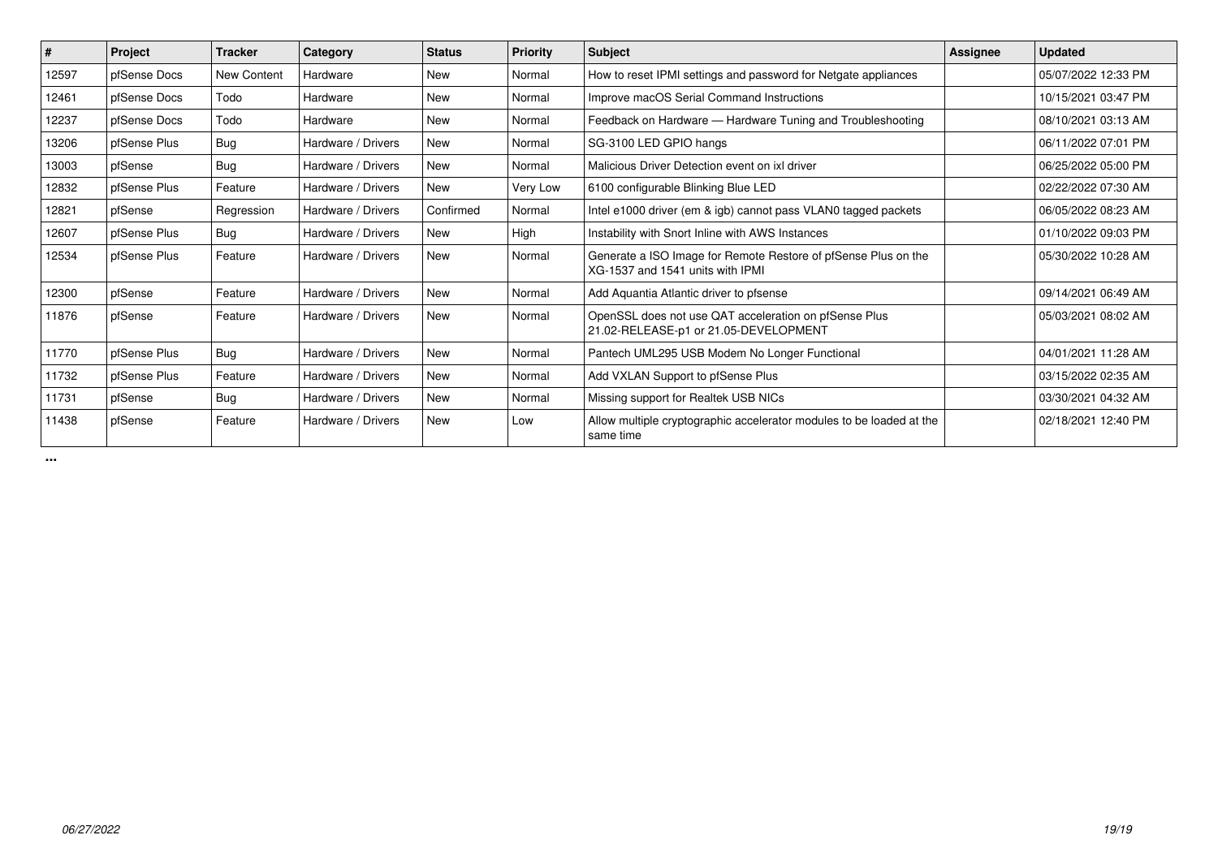| # | Project | Tracker | Category | Status | Priority | Subject | Assignee | Updated |
|---|---|---|---|---|---|---|---|---|
| 12597 | pfSense Docs | New Content | Hardware | New | Normal | How to reset IPMI settings and password for Netgate appliances | | 05/07/2022 12:33 PM |
| 12461 | pfSense Docs | Todo | Hardware | New | Normal | Improve macOS Serial Command Instructions | | 10/15/2021 03:47 PM |
| 12237 | pfSense Docs | Todo | Hardware | New | Normal | Feedback on Hardware — Hardware Tuning and Troubleshooting | | 08/10/2021 03:13 AM |
| 13206 | pfSense Plus | Bug | Hardware / Drivers | New | Normal | SG-3100 LED GPIO hangs | | 06/11/2022 07:01 PM |
| 13003 | pfSense | Bug | Hardware / Drivers | New | Normal | Malicious Driver Detection event on ixl driver | | 06/25/2022 05:00 PM |
| 12832 | pfSense Plus | Feature | Hardware / Drivers | New | Very Low | 6100 configurable Blinking Blue LED | | 02/22/2022 07:30 AM |
| 12821 | pfSense | Regression | Hardware / Drivers | Confirmed | Normal | Intel e1000 driver (em & igb) cannot pass VLAN0 tagged packets | | 06/05/2022 08:23 AM |
| 12607 | pfSense Plus | Bug | Hardware / Drivers | New | High | Instability with Snort Inline with AWS Instances | | 01/10/2022 09:03 PM |
| 12534 | pfSense Plus | Feature | Hardware / Drivers | New | Normal | Generate a ISO Image for Remote Restore of pfSense Plus on the XG-1537 and 1541 units with IPMI | | 05/30/2022 10:28 AM |
| 12300 | pfSense | Feature | Hardware / Drivers | New | Normal | Add Aquantia Atlantic driver to pfsense | | 09/14/2021 06:49 AM |
| 11876 | pfSense | Feature | Hardware / Drivers | New | Normal | OpenSSL does not use QAT acceleration on pfSense Plus 21.02-RELEASE-p1 or 21.05-DEVELOPMENT | | 05/03/2021 08:02 AM |
| 11770 | pfSense Plus | Bug | Hardware / Drivers | New | Normal | Pantech UML295 USB Modem No Longer Functional | | 04/01/2021 11:28 AM |
| 11732 | pfSense Plus | Feature | Hardware / Drivers | New | Normal | Add VXLAN Support to pfSense Plus | | 03/15/2022 02:35 AM |
| 11731 | pfSense | Bug | Hardware / Drivers | New | Normal | Missing support for Realtek USB NICs | | 03/30/2021 04:32 AM |
| 11438 | pfSense | Feature | Hardware / Drivers | New | Low | Allow multiple cryptographic accelerator modules to be loaded at the same time | | 02/18/2021 12:40 PM |

...